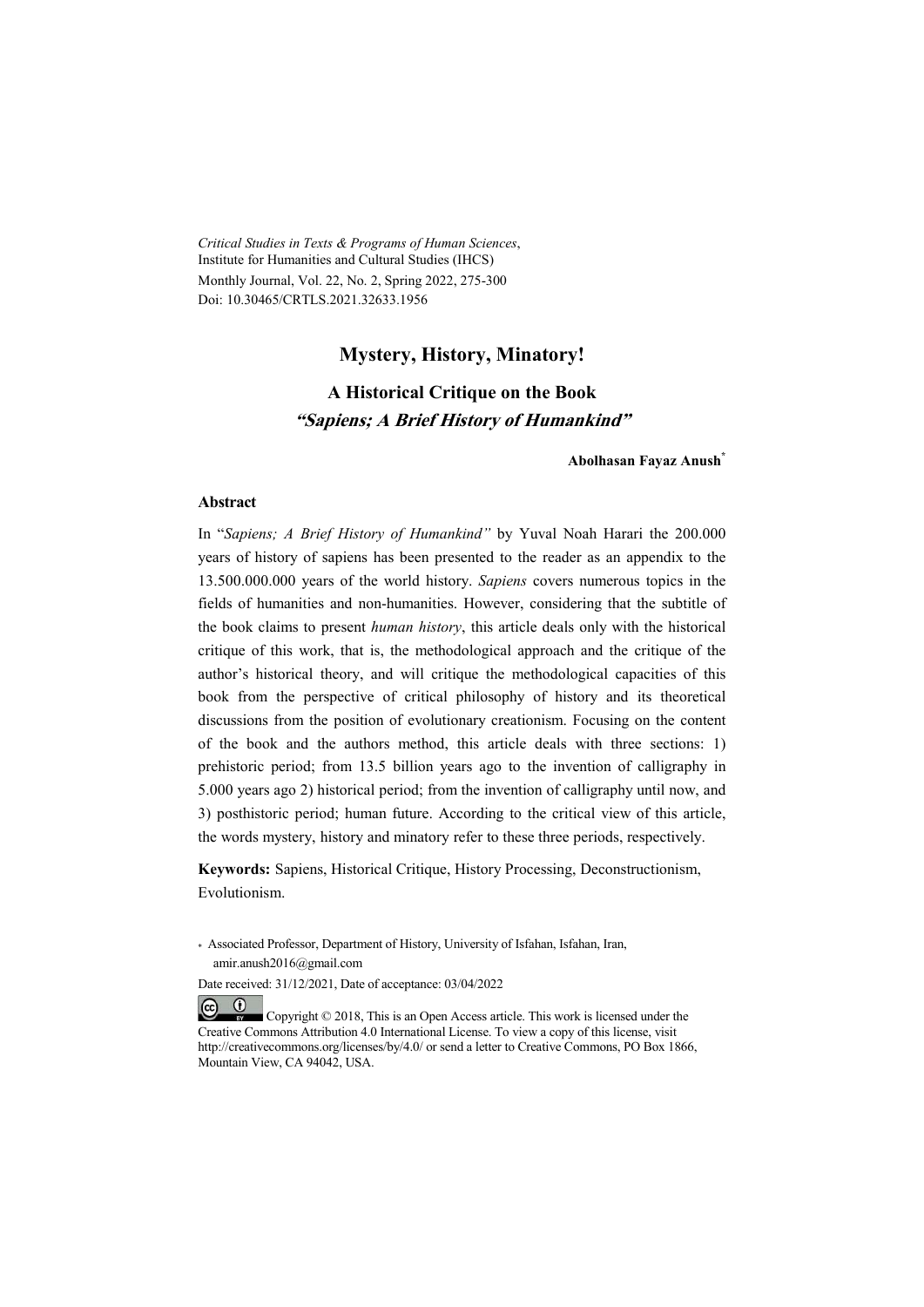*Critical Studies in Texts & Programs of Human Sciences*,
Institute for Humanities and Cultural Studies (IHCS)
Monthly Journal, Vol. 22, No. 2, Spring 2022, 275-300
Doi: 10.30465/CRTLS.2021.32633.1956

# Mystery, History, Minatory!

## A Historical Critique on the Book *"Sapiens; A Brief History of Humankind"*

**Abolhasan Fayaz Anush***

### Abstract

In "*Sapiens; A Brief History of Humankind"* by Yuval Noah Harari the 200.000 years of history of sapiens has been presented to the reader as an appendix to the 13.500.000.000 years of the world history. *Sapiens* covers numerous topics in the fields of humanities and non-humanities. However, considering that the subtitle of the book claims to present *human history*, this article deals only with the historical critique of this work, that is, the methodological approach and the critique of the author's historical theory, and will critique the methodological capacities of this book from the perspective of critical philosophy of history and its theoretical discussions from the position of evolutionary creationism. Focusing on the content of the book and the authors method, this article deals with three sections: 1) prehistoric period; from 13.5 billion years ago to the invention of calligraphy in 5.000 years ago 2) historical period; from the invention of calligraphy until now, and 3) posthistoric period; human future. According to the critical view of this article, the words mystery, history and minatory refer to these three periods, respectively.

**Keywords:** Sapiens, Historical Critique, History Processing, Deconstructionism, Evolutionism.

\* Associated Professor, Department of History, University of Isfahan, Isfahan, Iran, amir.anush2016@gmail.com

Date received: 31/12/2021, Date of acceptance: 03/04/2022

Copyright © 2018, This is an Open Access article. This work is licensed under the Creative Commons Attribution 4.0 International License. To view a copy of this license, visit http://creativecommons.org/licenses/by/4.0/ or send a letter to Creative Commons, PO Box 1866, Mountain View, CA 94042, USA.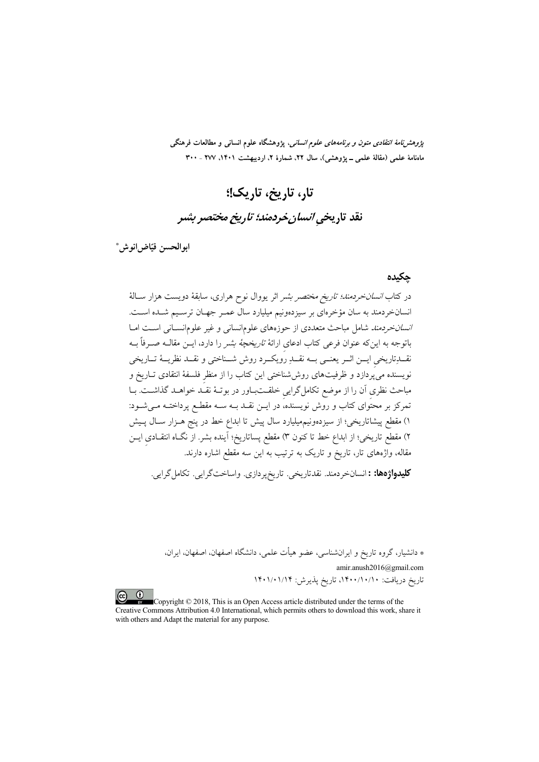*پژوهش‌نامهٔ انتقادی متون و برنامه‌های علوم انسانی*، پژوهشگاه علوم انسانی و مطالعات فرهنگی
ماهنامهٔ علمی (مقالهٔ علمی ـ پژوهشی)، سال ۲۲، شمارهٔ ۲، اردیبهشت ۱۴۰۱، ۲۷۷ - ۳۰۰

# تار، تاریخ، تاریک!؛

## نقد تاریخیِ *انسان‌خردمند؛ تاریخ مختصر بشر*

**ابوالحسن فیّاض‌انوش***

### چکیده

در کتاب *انسان‌خردمند؛ تاریخ مختصر بشر* اثر یووال نوح هراری، سابقهٔ دویست هزار سالهٔ انسان‌خردمند به سان مؤخره‌ای بر سیزده‌ونیم میلیارد سال عمر جهان ترسیم شده است. *انسان‌خردمند* شامل مباحث متعددی از حوزه‌های علوم‌انسانی و غیر علوم‌انسانی است اما باتوجه به این‌که عنوان فرعی کتاب ادعای ارائهٔ *تاریخچهٔ بشر* را دارد، این مقاله صرفاً به نقدِتاریخیِ این اثر یعنی به نقدِ رویکرد روش شناختی و نقد نظریهٔ تاریخی نویسنده می‌پردازد و ظرفیت‌های روش‌شناختی این کتاب را از منظرِ فلسفهٔ انتقادی تاریخ و مباحث نظریِ آن را از موضع تکامل‌گراییِ خلقت‌باور در بوتهٔ نقد خواهد گذاشت. با تمرکز بر محتوای کتاب و روش نویسنده، در این نقد به سه مقطع پرداخته می‌شود: ۱) مقطع پیشاتاریخی؛ از سیزده‌ونیم‌میلیارد سال پیش تا ابداع خط در پنج هزار سال پیش ۲) مقطع تاریخی؛ از ابداع خط تا کنون ۳) مقطع پساتاریخ؛ آینده بشر. از نگاه انتقادیِ این مقاله، واژه‌های تار، تاریخ و تاریک به ترتیب به این سه مقطع اشاره دارند.

**کلیدواژه‌ها:** انسان‌خردمند. نقدتاریخی. تاریخ‌پردازی. واساخت‌گرایی. تکامل‌گرایی.

* دانشیار، گروه تاریخ و ایران‌شناسی، عضو هیأت علمی، دانشگاه اصفهان، اصفهان، ایران،
amir.anush2016@gmail.com
تاریخ دریافت: ۱۴۰۰/۱۰/۱۰، تاریخ پذیرش: ۱۴۰۱/۰۱/۱۴

Copyright © 2018, This is an Open Access article distributed under the terms of the Creative Commons Attribution 4.0 International, which permits others to download this work, share it with others and Adapt the material for any purpose.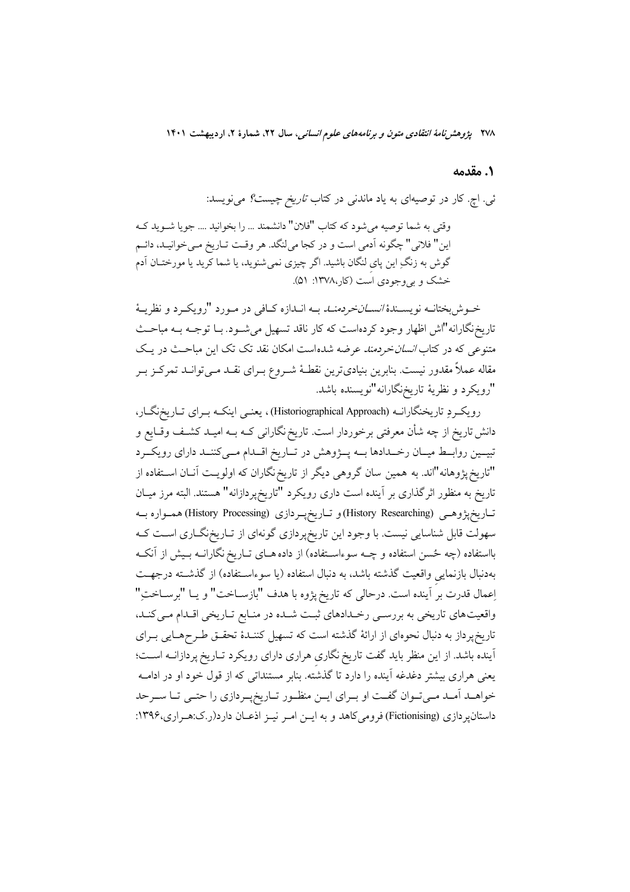## ۱. مقدمه

ئی. اچ. کار در توصیه‌ای به یاد ماندنی در کتاب *تاریخ چیست؟* می‌نویسد:

> وقتی به شما توصیه می‌شود که کتاب "فلان" دانشمند ... را بخوانید .... جویا شوید که این" فلانی" چگونه آدمی است و در کجا می‌لنگد. هر وقت تاریخ می‌خوانید، دائم گوش به زنگِ این پای لنگان باشید. اگر چیزی نمی‌شنوید، یا شما کرید یا مورختان آدم خشک و بی‌وجودی است (کار،۱۳۷۸: ۵۱).

خوش‌بختانه نویسندهٔ *انسان‌خردمند* به اندازه کافی در مورد "رویکرد و نظریهٔ تاریخ‌نگارانه"اش اظهار وجود کرده‌است که کار ناقد تسهیل می‌شود. با توجه به مباحث متنوعی که در کتاب *انسان‌خردمند* عرضه شده‌است امکان نقد تک تک این مباحث در یک مقاله عملاً مقدور نیست. بنابرین بنیادی‌ترین نقطهٔ شروع برای نقد می‌تواند تمرکز بر "رویکرد و نظریهٔ تاریخ‌نگارانه"نویسنده باشد.

رویکردِ تاریخنگارانه (Historiographical Approach) ، یعنی اینکه برای تاریخ‌نگار، دانش تاریخ از چه شأن معرفتی برخوردار است. تاریخ‌نگارانی که به امید کشف وقایع و تبیین روابط میان رخدادها به پژوهش در تاریخ اقدام می‌کنند دارای رویکرد "تاریخ‌پژوهانه"اند. به همین سان گروهی دیگر از تاریخ‌نگاران که اولویت آنان استفاده از تاریخ به منظور اثرگذاری بر آینده است داری رویکرد "تاریخ‌پردازانه" هستند. البته مرز میان تاریخ‌پژوهی (History Researching) و تاریخ‌پردازی (History Processing) همواره به سهولت قابل شناسایی نیست. با وجود این تاریخ‌پردازی گونه‌ای از تاریخ‌نگاری است که بااستفاده (چه حُسن استفاده و چه سوءاستفاده) از داده‌های تاریخ نگارانه بیش از آنکه به‌دنبال بازنمایی واقعیت گذشته باشد، به دنبال استفاده (یا سوءاستفاده) از گذشته درجهت اِعمال قدرت بر آینده است. درحالی که تاریخ پژوه با هدف "بازساخت" و یا "برساختِ" واقعیت‌های تاریخی به بررسی رخدادهای ثبت شده در منابع تاریخی اقدام می‌کند، تاریخ‌پرداز به دنبال نحوه‌ای از ارائهٔ گذشته است که تسهیل کنندهٔ تحقق طرح‌هایی برای آینده باشد. از این منظر باید گفت تاریخ نگاری هراری دارای رویکرد تاریخ پردازانه است؛ یعنی هراری بیشتر دغدغه آینده را دارد تا گذشته. بنابر مستنداتی که از قول خود او در ادامه خواهد آمد می‌توان گفت او برای این منظور تاریخ‌پردازی را حتی تا سرحد داستان‌پردازی (Fictionising) فرومی‌کاهد و به این امر نیز اذعان دارد(ر.ک:هراری،۱۳۹۶: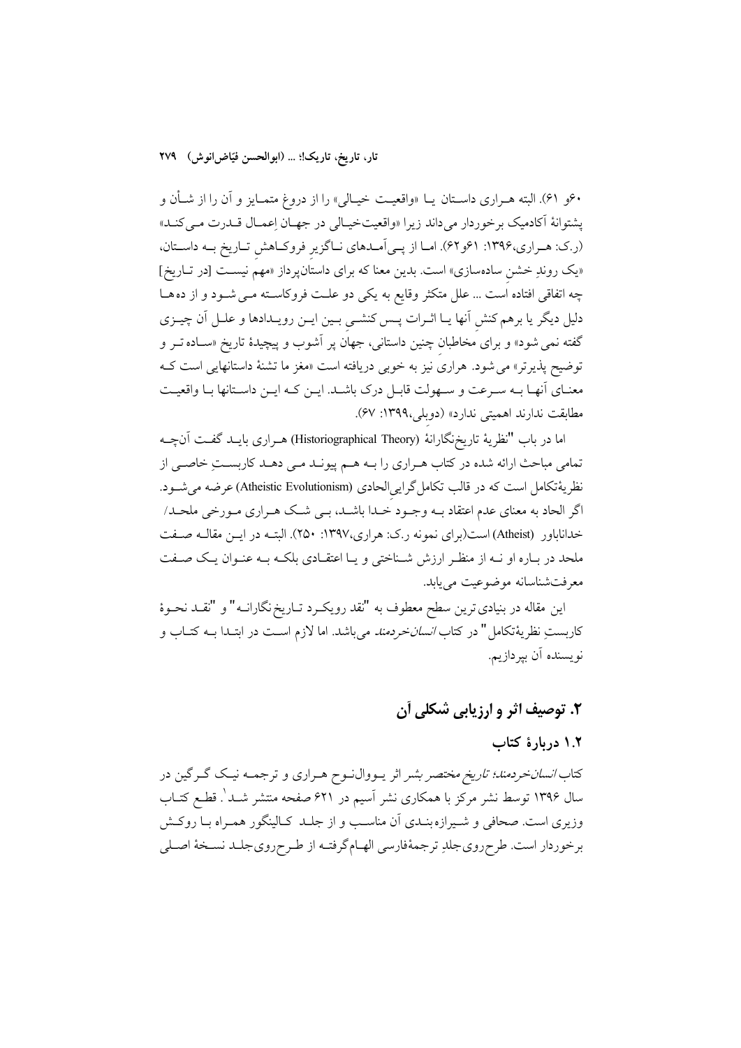۶۰و ۶۱). البته هـراری داسـتان یـا «واقعیـت خیـالی» را از دروغ متمـایز و آن را از شـأن و پشتوانۀ آکادمیک برخوردار می‌داند زیرا «واقعیت‌خیـالی در جهـان اِعمـال قـدرت مـی‌کنـد» (ر.ک: هـراری،۱۳۹۶: ۶۱و۶۲). امـا از پـی‌آمـدهای نـاگزیرِ فروکـاهشِ تـاریخ بـه داسـتان، «یک روندِ خشنِ ساده‌سازی» است. بدین معنا که برای داستان‌پرداز «مهم نیسـت [در تـاریخ] چه اتفاقی افتاده است ... علل متکثر وقایع به یکی دو علـت فروکاسـته مـی‌شـود و از ده‌هـا دلیل دیگر یا برهم‌کنشِ آنها یـا اثـرات پـس کنشـی بـین ایـن رویـدادها و علـل آن چیـزی گفته نمی‌شود» و برای مخاطبانِ چنین داستانی، جهانِ پر آشوب و پیچیدۀ تاریخ «سـاده‌تـر و توضیح پذیرتر» می‌شود. هراری نیز به خوبی دریافته است «مغز ما تشنۀ داستانهایی است کـه معنـای آنهـا بـه سـرعت و سـهولت قابـل درک باشـد. ایـن کـه ایـن داسـتانها بـا واقعیـت مطابقت ندارند اهمیتی ندارد» (دوبلی،۱۳۹۹: ۶۷).

اما در باب "نظریۀ تاریخ‌نگارانۀ (Historiographical Theory) هـراری بایـد گفـت آنچـه تمامی مباحث ارائه شده در کتاب هـراری را بـه هـم پیونـد مـی دهـد کاربسـتِ خاصـی از نظریۀتکامل است که در قالب تکامل‌گراییِ‌الحادی (Atheistic Evolutionism) عرضه می‌شـود. اگر الحاد به معنای عدم اعتقاد بـه وجـود خـدا باشـد، بـی شـک هـراری مـورخی ملحـد/ خداناباور (Atheist) است(برای نمونه ر.ک: هراری،۱۳۹۷: ۲۵۰). البتـه در ایـن مقالـه صـفت ملحد در بـاره او نـه از منظـر ارزش شـناختی و یـا اعتقـادی بلکـه بـه عنـوان یـک صـفت معرفت‌شناسانه موضوعیت می‌یابد.

این مقاله در بنیادی‌ترین سطح معطوف به "نقد رویکـرد تـاریخ‌نگارانـه" و "نقـد نحـوۀ کاربستِ نظریۀتکامل" در کتاب *انسان‌خردمند* می‌باشد. اما لازم اسـت در ابتـدا بـه کتـاب و نویسنده آن بپردازیم.

## ۲. توصیف اثر و ارزیابی شکلی آن

### ۱.۲ دربارۀ کتاب

کتاب *انسان‌خردمند؛ تاریخ مختصر بشر* اثر یـووال‌نـوح هـراری و ترجمـه نیـک گـرگین در سال ۱۳۹۶ توسط نشر مرکز با همکاری نشر آسیم در ۶۲۱ صفحه منتشر شـد[۱]. قطـع کتـاب وزیری است. صحافی و شـیرازه‌بنـدی آن مناسـب و از جلـد کـالینگور همـراه بـا روکـش برخوردار است. طرح‌روی‌جلدِ ترجمۀفارسی الهـام‌گرفتـه از طـرح‌روی‌جلـد نسـخۀ اصـلی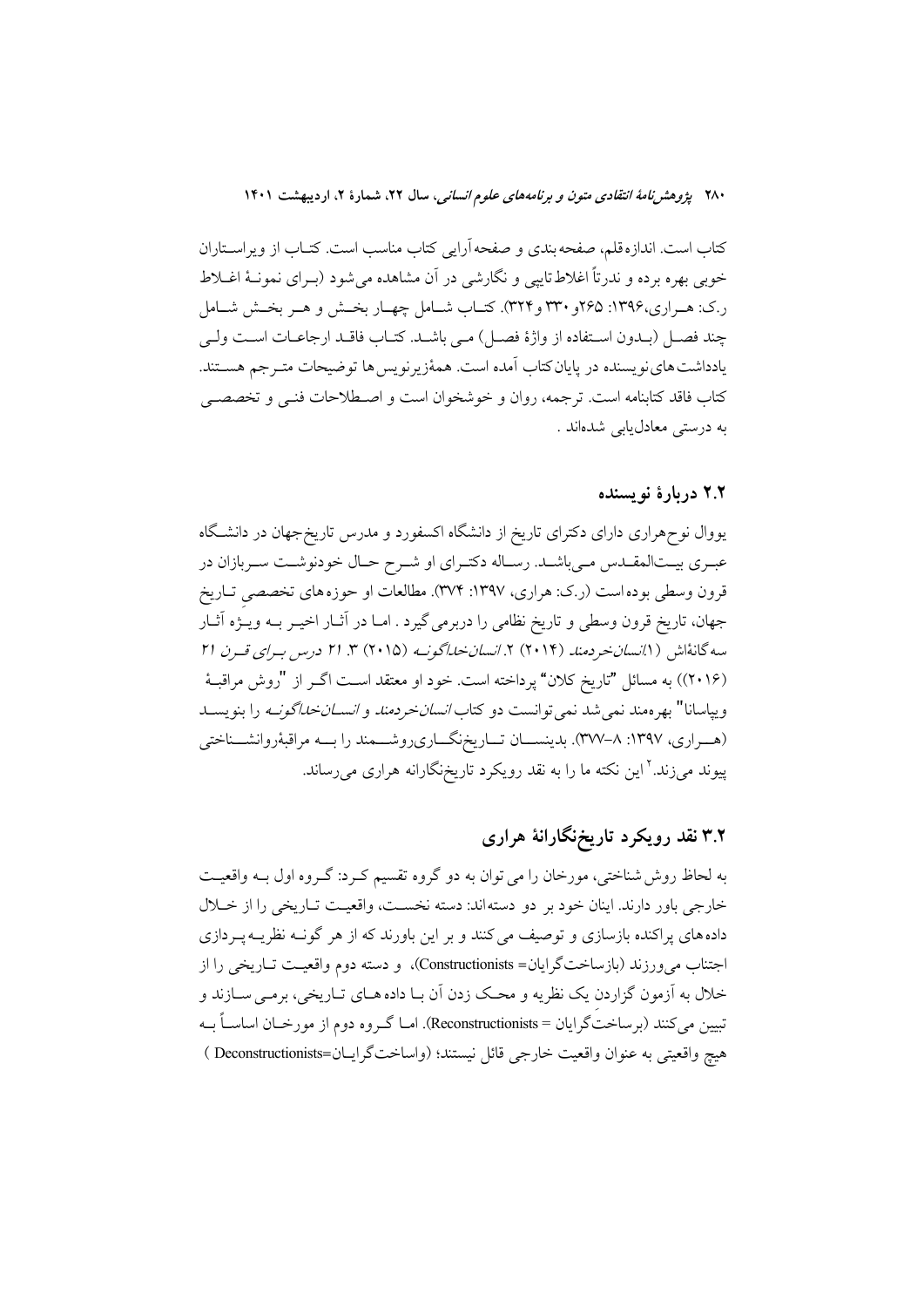کتاب است. اندازه‌قلم، صفحه‌بندی و صفحه‌آرایی کتاب مناسب است. کتاب از ویراستاران خوبی بهره برده و ندرتاً اغلاط تایپی و نگارشی در آن مشاهده می‌شود (برای نمونهٔ اغلاط ر.ک: هراری،۱۳۹۶: ۲۶۵و ۳۳۰ و۳۲۴). کتاب شامل چهار بخش و هر بخش شامل چند فصل (بدون استفاده از واژهٔ فصل) می باشد. کتاب فاقد ارجاعات است ولی یادداشت‌های نویسنده در پایان‌کتاب آمده است. همهٔزیرنویس‌ها توضیحات مترجم هستند. کتاب فاقد کتابنامه است. ترجمه، روان و خوشخوان است و اصطلاحات فنی و تخصصی به درستی معادل‌یابی شده‌اند .

### ۲.۲ دربارهٔ نویسنده

یووال نوح‌هراری دارای دکترای تاریخ از دانشگاه اکسفورد و مدرس تاریخ‌جهان در دانشگاه عبری بیت‌المقدس می‌باشد. رساله دکترای او شرح حال خودنوشت سربازان در قرون وسطی بوده‌است (ر.ک: هراری، ۱۳۹۷: ۳۷۴). مطالعات او حوزه‌های تخصصی تاریخ جهان، تاریخ قرون وسطی و تاریخ نظامی را دربرمی‌گیرد . اما در آثار اخیر به ویژه آثار سه‌گانه‌اش (۱.*انسان‌خردمند* (۲۰۱۴) ۲.*انسان‌خداگونه* (۲۰۱۵) ۳. *۲۱ درس برای قرن ۲۱* (۲۰۱۶)) به مسائل "تاریخ کلان" پرداخته است. خود او معتقد است اگر از "روش مراقبهٔ ویپاسانا" بهره‌مند نمی‌شد نمی‌توانست دو کتاب *انسان‌خردمند* و *انسان‌خداگونه* را بنویسد (هراری، ۱۳۹۷: ۸-۳۷۷). بدینسان تاریخ‌نگاری‌روشمند را به مراقبهٔروانشناختی پیوند می‌زند.[۲] این نکته ما را به نقد رویکرد تاریخ‌نگارانه هراری می‌رساند.

## ۳.۲ نقد رویکرد تاریخ‌نگارانهٔ هراری

به لحاظ روش شناختی، مورخان را می توان به دو گروه تقسیم کرد: گروه اول به واقعیت خارجی باور دارند. اینان خود بر دو دسته‌اند: دسته نخست، واقعیت تاریخی را از خلال داده‌های پراکنده بازسازی و توصیف می کنند و بر این باورند که از هر گونه نظریه‌پردازی اجتناب می‌ورزند (بازساخت‌گرایان= Constructionists)، و دسته دوم واقعیت تاریخی را از خلال به آزمون گزاردن یک نظریه و محک زدن آن با داده های تاریخی، برمی سازند و تبیین می‌کنند (برساخت‌گرایان = Reconstructionists). اما گروه دوم از مورخان اساساً به هیچ واقعیتی به عنوان واقعیت خارجی قائل نیستند؛ (واساخت‌گرایان=Deconstructionists )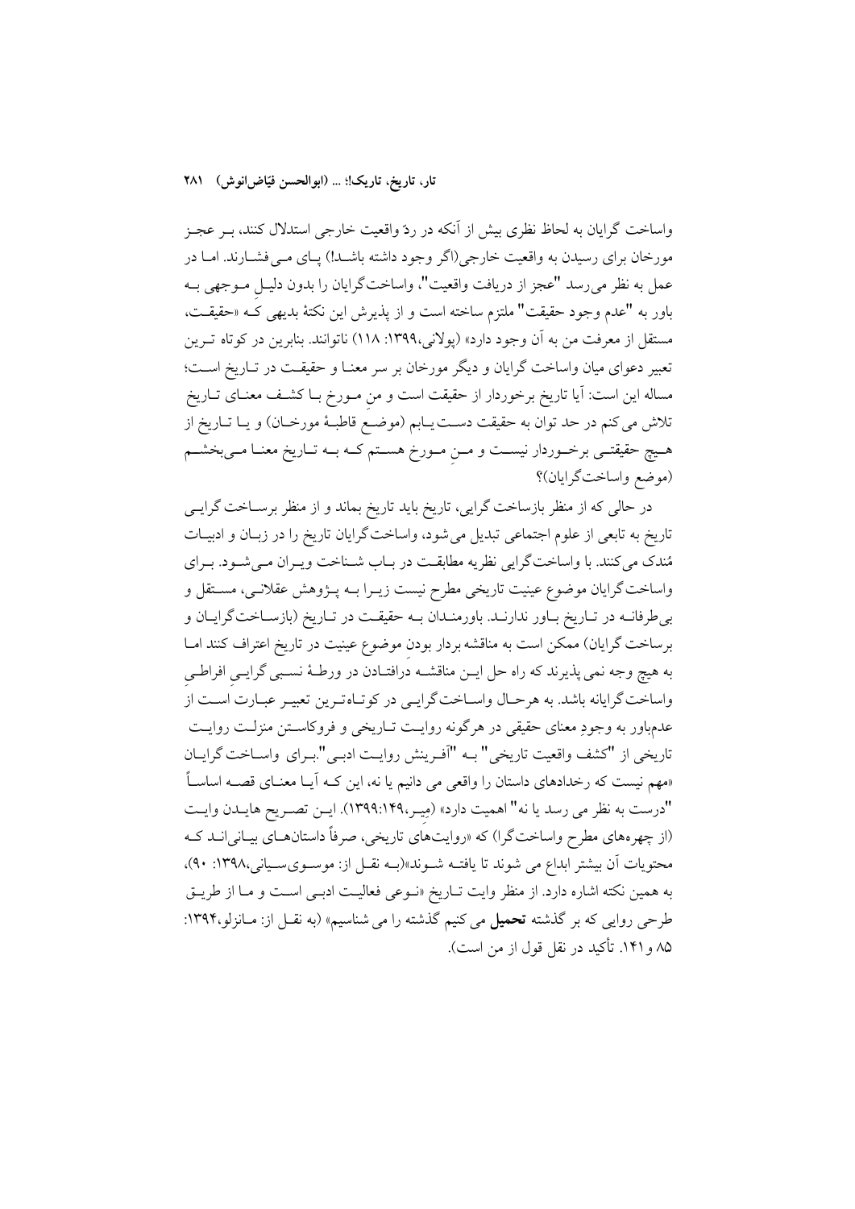واساخت گرایان به لحاظ نظری بیش از آنکه در ردّ واقعیت خارجی استدلال کنند، بـر عجـز مورخان برای رسیدن به واقعیت خارجی(اگر وجود داشته باشـد!) پـای مـی‌فشـارند. امـا در عمل به نظر می‌رسد "عجز از دریافت واقعیت"، واساخت‌گرایان را بدون دلیـلِ مـوجهی بـه باور به "عدم وجود حقیقت" ملتزم ساخته است و از پذیرش این نکتهٔ بدیهی کـه «حقیقـت، مستقل از معرفت من به آن وجود دارد» (پولانی،۱۳۹۹: ۱۱۸) ناتوانند. بنابرین در کوتاه تـرین تعبیر دعوای میان واساخت گرایان و دیگر مورخان بر سر معنـا و حقیقـت در تـاریخ اسـت؛ مساله این است: آیا تاریخ برخوردار از حقیقت است و منِ مـورخ بـا کشـف معنـای تـاریخ تلاش می کنم در حد توان به حقیقت دسـت یـابم (موضـع قاطبهٔ مورخـان) و یـا تـاریخ از هـیچ حقیقتـی برخـوردار نیسـت و مـنِ مـورخ هسـتم کـه بـه تـاریخ معنـا مـی‌بخشـم (موضع واساخت‌گرایان)؟

در حالی که از منظر بازساخت گرایی، تاریخ باید تاریخ بماند و از منظر برسـاخت گرایـی تاریخ به تابعی از علوم اجتماعی تبدیل می‌شود، واساخت‌گرایان تاریخ را در زبـان و ادبیـات مُندک می‌کنند. با واساخت‌گرایی نظریه مطابقـت در بـاب شـناخت ویـران مـی‌شـود. بـرای واساخت گرایان موضوع عینیت تاریخی مطرح نیست زیـرا بـه پـژوهش عقلانـی، مسـتقل و بی‌طرفانـه در تـاریخ بـاور ندارنـد. باورمنـدان بـه حقیقـت در تـاریخ (بازسـاخت‌گرایـان و برساخت گرایان) ممکن است به مناقشه بردار بودن موضوع عینیت در تاریخ اعتراف کنند امـا به هیچ وجه نمی پذیرند که راه حل ایـن مناقشـه درافتـادن در ورطـهٔ نسـبی گرایـیِ افراطـیِ واساخت‌گرایانه باشد. به هرحـال واسـاخت‌گرایـی در کوتـاه‌تـرین تعبیـر عبـارت اسـت از عدم‌باور به وجودِ معنای حقیقی در هرگونه روایـت تـاریخی و فروکاسـتن منزلـت روایـت تاریخی از "کشف واقعیت تاریخی" بـه "آفـرینش روایـت ادبـی".بـرای واسـاخت گرایـان «مهم نیست که رخدادهای داستان را واقعی می دانیم یا نه، این کـه آیـا معنـای قصـه اساسـاً "درست به نظر می رسد یا نه" اهمیت دارد» (مِیـر،۱۳۹۹:۱۴۹). ایـن تصـریح هایـدن وایـت (از چهره‌های مطرح واساخت‌گرا) که «روایت‌های تاریخی، صرفاً داستان‌هـای بیـانی‌انـد کـه محتویات آن بیشتر ابداع می شوند تا یافتـه شـوند»(بـه نقـل از: موسـوی‌سـیانی،۱۳۹۸: ۹۰)، به همین نکته اشاره دارد. از منظر وایت تـاریخ «نـوعی فعالیـت ادبـی اسـت و مـا از طریـقِ طرحی روایی که بر گذشته **تحمیل** می کنیم گذشته را می شناسیم» (به نقـل از: مـانزلو،۱۳۹۴: ۸۵ و ۱۴۱. تأکید در نقل قول از من است).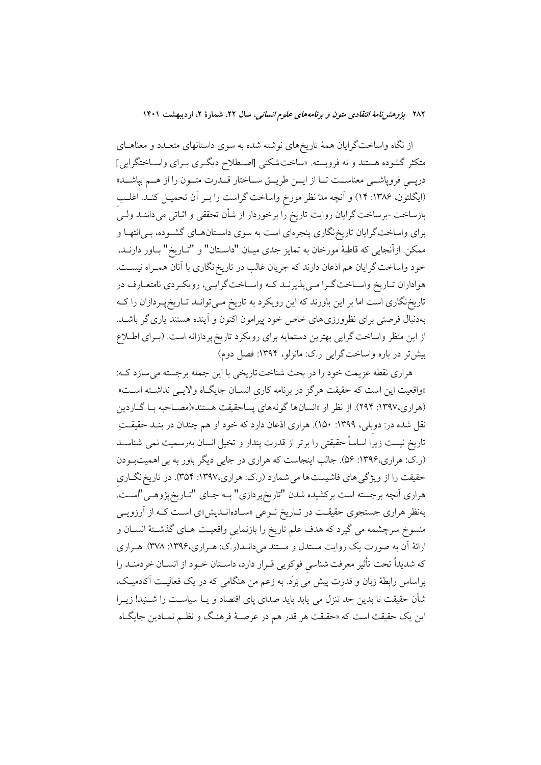از نگاه واساخت‌گرایان همهٔ تاریخ‌های نوشته شده به سوی داستانهای متعدد و معناهای متکثر گشوده هستند و نه فروبسته. «ساخت‌شکنی [اصطلاح دیگری برای واساختگرایی] درپی فروپاشی معناست تا از این طریق ساختار قدرت متون را از هم بپاشد» (ایگلتون، ۱۳۸۶: ۱۴) و آنچه مدّ نظر مورخ واساخت گراست را بر آن تحمیل کند. اغلب بازساخت -برساخت‌گرایان روایت تاریخ را برخوردار از شأن تحققی و اثباتی می‌دانند ولی برای واساخت‌گرایان تاریخ‌نگاری پنجره‌ای است به سوی داستان‌های گشوده، بی‌انتها و ممکن. ازآنجایی که قاطبهٔ مورخان به تمایز جدی میان "داستان" و "تاریخ" باور دارند، خود واساخت گرایان هم اذعان دارند که جریان غالب در تاریخ‌نگاری با آنان همراه نیست. هواداران تاریخ واساخت‌گرا می‌پذیرند که واساخت‌گرایی، رویکردی نامتعارف در تاریخ‌نگاری است اما بر این باورند که این رویکرد به تاریخ می‌تواند تاریخ‌پردازان را که به‌دنبال فرصتی برای نظرورزی‌های خاص خود پیرامون اکنون و آینده هستند یاری‌گر باشد. از این منظر واساخت گرایی بهترین دستمایه برای رویکرد تاریخ پردازانه است. (برای اطلاع بیش‌تر در باره واساخت‌گرایی ر.ک: مانزلو، ۱۳۹۴: فصل دوم)

هراری نقطه عزیمت خود را در بحث شناخت‌تاریخی با این جمله برجسته می‌سازد که: «واقعیت این است که حقیقت هرگز در برنامه کاری انسان جایگاه والایی نداشته است» (هراری،۱۳۹۷: ۲۹۴). از نظر او «انسان‌ها گونه‌های پساحقیقت هستند»(مصاحبه با گاردین نقل شده در: دوبلی، ۱۳۹۹: ۱۵۰). هراری اذعان دارد که خود او هم چندان در بند حقیقتِ تاریخ نیست زیرا اساساً حقیقتی را برتر از قدرت پندار و تخیل انسان به‌رسمیت نمی شناسد (ر.ک: هراری،۱۳۹۶: ۵۶). جالب اینجاست که هراری در جایی دیگر باور به بی اهمیت‌بودن حقیقت را از ویژگی های فاشیست‌ها می شمارد (ر.ک: هراری،۱۳۹۷: ۳۵۴). در تاریخ نگاری هراری آنچه برجسته است برکشیده شدن "تاریخ‌پردازی" به جای "تاریخ‌پژوهی" است. به‌نظر هراری جستجوی حقیقت در تاریخ نوعی «ساده‌اندیش»ی است که از آرزویی منسوخ سرچشمه می گیرد که هدف علم تاریخ را بازنمایی واقعیت های گذشتهٔ انسان و ارائهٔ آن به صورت یک روایت مستدل و مستند می‌داند(ر.ک: هراری،۱۳۹۶: ۳۷۸). هراری که شدیداً تحت تأثیر معرفت شناسی فوکویی قرار دارد، داستان خود از انسان خردمند را براساس رابطهٔ زبان و قدرت پیش می بَرَد. به زعم من هنگامی که در یک فعالیت آکادمیک، شأن حقیقت تا بدین حد تنزل می یابد باید صدای پای اقتصاد و یا سیاست را شنید! زیرا این یک حقیقت است که «حقیقت هر قدر هم در عرصهٔ فرهنگ و نظم نمادین جایگاه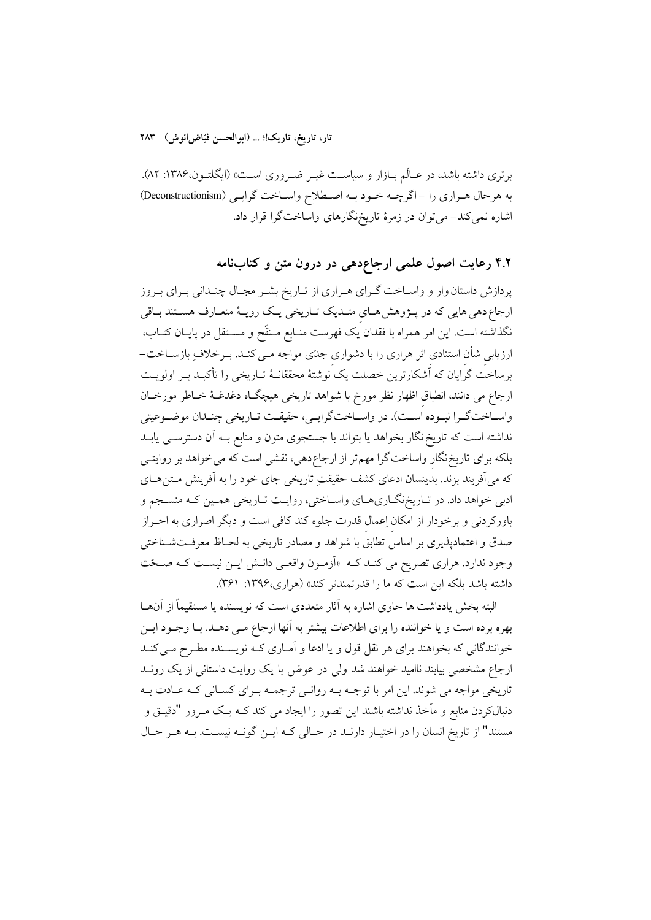برتری داشته باشد، در عالَم بازار و سیاست غیر ضروری است» (ایگلتون،۱۳۸۶: ۸۲). به هرحال هراری را –اگرچه خود به اصطلاح واساخت گرایی (Deconstructionism) اشاره نمی‌کند– می‌توان در زمرهٔ تاریخ‌نگارهای واساخت‌گرا قرار داد.

## ۴.۲ رعایت اصول علمی ارجاع‌دهی در درون متن و کتاب‌نامه

پردازش داستان وار و واساخت گرای هراری از تاریخ بشر مجال چندانی برای بروز ارجاع دهی هایی که در پژوهش های متدیک تاریخی یک رویهٔ متعارف هستند باقی نگذاشته است. این امر همراه با فقدانِ یک فهرست منابع منقّح و مستقل در پایان کتاب، ارزیابیِ شأن استنادی اثر هراری را با دشواری جدّی مواجه می کند. برخلافِ بازساخت–برساخت گرایان که آشکارترین خصلت یک نوشتهٔ محققانهٔ تاریخی را تأکید بر اولویت ارجاع می دانند، انطباقِ اظهار نظر مورخ با شواهد تاریخی هیچگاه دغدغهٔ خاطر مورخان واساخت‌گرا نبوده است). در واساخت‌گرایی، حقیقت تاریخی چندان موضوعیتی نداشته است که تاریخ نگار بخواهد یا بتواند با جستجوی متون و منابع به آن دسترسی یابد بلکه برای تاریخ‌نگارِ واساخت گرا مهم‌تر از ارجاع‌دهی، نقشی است که می‌خواهد بر روایتی که می‌آفریند بزند. بدینسان ادعای کشف حقیقتِ تاریخی جای خود را به آفرینش متن‌های ادبی خواهد داد. در تاریخ‌نگاری‌های واساختی، روایت تاریخی همین که منسجم و باورکردنی و برخودار از امکان اِعمال قدرت جلوه کند کافی است و دیگر اصراری به احراز صدق و اعتمادپذیری بر اساس تطابقِ با شواهد و مصادر تاریخی به لحاظ معرفت‌شناختی وجود ندارد. هراری تصریح می کند که «آزمون واقعی دانش این نیست که صحّت داشته باشد بلکه این است که ما را قدرتمندتر کند» (هراری،۱۳۹۶: ۳۶۱).

البته بخش یادداشت ها حاوی اشاره به آثار متعددی است که نویسنده یا مستقیماً از آنها بهره برده است و یا خواننده را برای اطلاعات بیشتر به آنها ارجاع می دهد. با وجود این خوانندگانی که بخواهند برای هر نقل قول و یا ادعا و آماری که نویسنده مطرح می کند ارجاع مشخصی بیابند ناامید خواهند شد ولی در عوض با یک روایت داستانی از یک روند تاریخی مواجه می شوند. این امر با توجه به روانی ترجمه برای کسانی که عادت به دنبال‌کردن منابع و مآخذ نداشته باشند این تصور را ایجاد می کند که یک مرور "دقیق و مستند" از تاریخ انسان را در اختیار دارند در حالی که این گونه نیست. به هر حال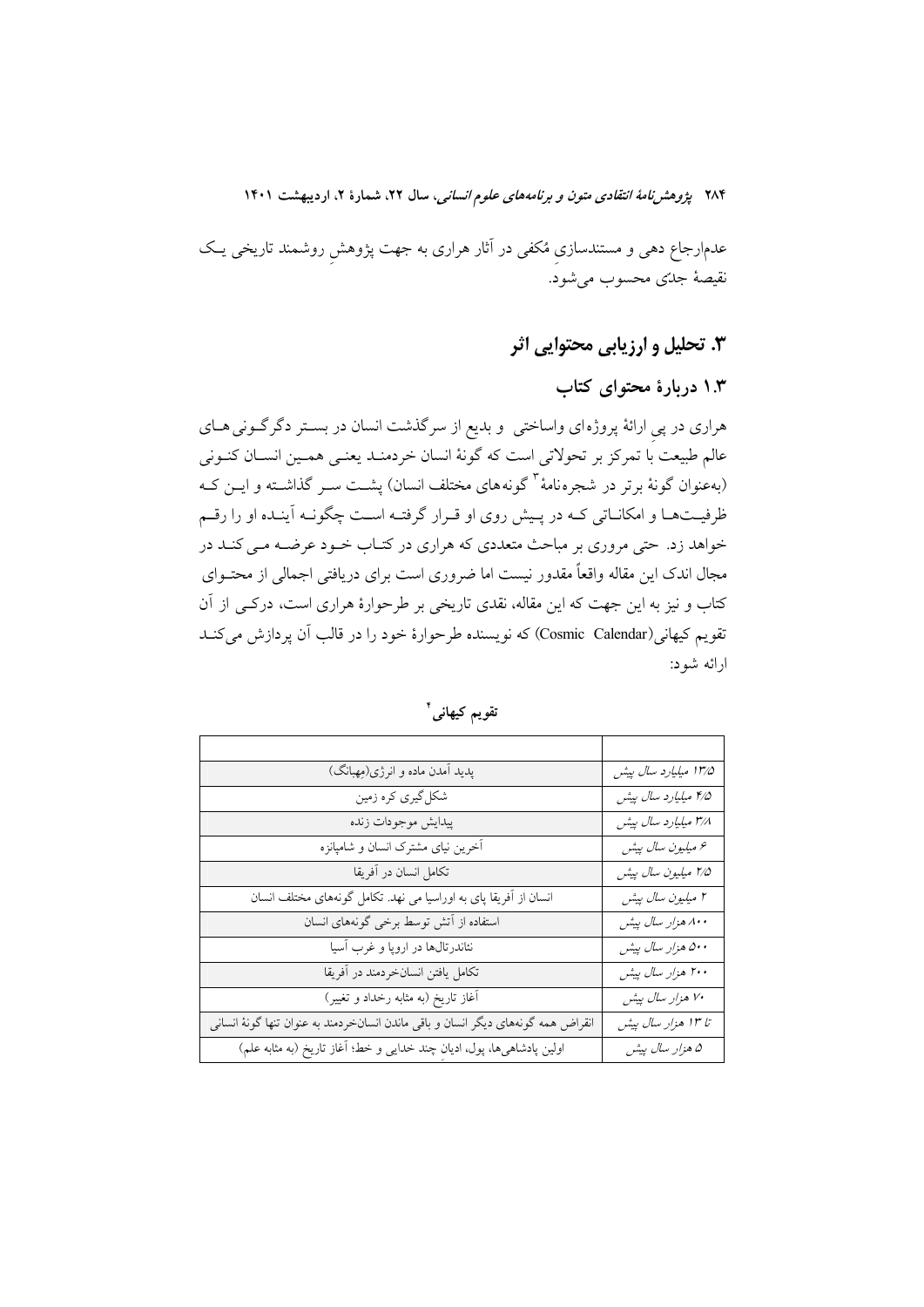عدم‌ارجاع دهی و مستندسازیِ مُکفی در آثار هراری به جهت پژوهشِ روشمند تاریخی یک نقیصهٔ جدّی محسوب می‌شود.

## ۳. تحلیل و ارزیابی محتوایی اثر

### ۱.۳ دربارهٔ محتوای کتاب

هراری در پی ارائهٔ پروژه‌ای واساختی و بدیع از سرگذشت انسان در بستر دگرگونی‌های عالم طبیعت با تمرکز بر تحولاتی است که گونهٔ انسان خردمند یعنی همین انسان کنونی (به‌عنوان گونهٔ برتر در شجره‌نامهٔ[3] گونه‌های مختلف انسان) پشت سر گذاشته و این که ظرفیت‌ها و امکاناتی که در پیش روی او قرار گرفته است چگونه آینده او را رقم خواهد زد. حتی مروری بر مباحث متعددی که هراری در کتاب خود عرضه می‌کند در مجال اندک این مقاله واقعاً مقدور نیست اما ضروری است برای دریافتی اجمالی از محتوای کتاب و نیز به این جهت که این مقاله، نقدی تاریخی بر طرحوارهٔ هراری است، درکی از آن تقویم کیهانی(Cosmic Calendar) که نویسنده طرحوارهٔ خود را در قالب آن پردازش می‌کند ارائه شود:

**تقویم کیهانی[4]**

| | |
|---|---|
| *۱۳/۵ میلیارد سال پیش* | پدید آمدن ماده و انرژی(مِهبانگ) |
| *۴/۵ میلیارد سال پیش* | شکل‌گیری کره زمین |
| *۳/۸ میلیارد سال پیش* | پیدایش موجودات زنده |
| *۶ میلیون سال پیش* | آخرین نیای مشترک انسان و شامپانزه |
| *۲/۵ میلیون سال پیش* | تکامل انسان در آفریقا |
| *۲ میلیون سال پیش* | انسان از آفریقا پای به اوراسیا می نهد. تکامل گونه‌های مختلف انسان |
| *۸۰۰ هزار سال پیش* | استفاده از آتش توسط برخی گونه‌های انسان |
| *۵۰۰ هزار سال پیش* | نئاندرتال‌ها در اروپا و غرب آسیا |
| *۲۰۰ هزار سال پیش* | تکامل یافتن انسان‌خردمند در آفریقا |
| *۷۰ هزار سال پیش* | آغاز تاریخ (به مثابه رخداد و تغییر) |
| *تا ۱۳ هزار سال پیش* | انقراض همه گونه‌های دیگر انسان و باقی ماندن انسان‌خردمند به عنوان تنها گونهٔ انسانی |
| *۵ هزار سال پیش* | اولین پادشاهی‌ها، پول، ادیانِ چند خدایی و خط؛ آغاز تاریخ (به مثابه علم) |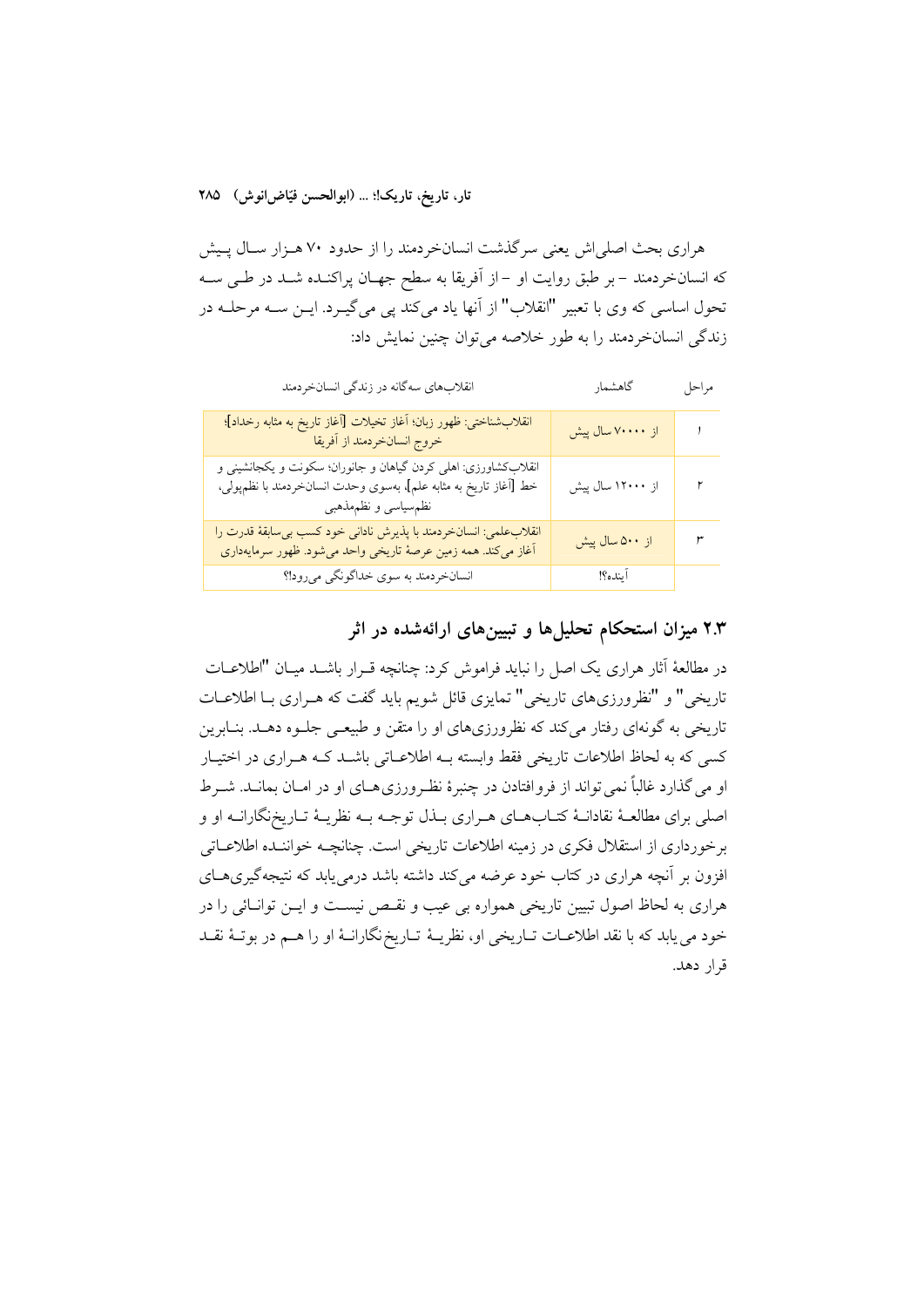هراری بحث اصلی‌اش یعنی سرگذشت انسان‌خردمند را از حدود ۷۰ هزار سال پیش که انسان‌خردمند – بر طبق روایت او – از آفریقا به سطح جهان پراکنده شد در طی سه تحول اساسی که وی با تعبیر "انقلاب" از آنها یاد می‌کند پی می‌گیرد. این سه مرحله در زندگی انسان‌خردمند را به طور خلاصه می‌توان چنین نمایش داد:

| مراحل | گاهشمار | انقلاب‌های سه‌گانه در زندگی انسان‌خردمند |
|---|---|---|
| ۱ | از ۷۰۰۰۰ سال پیش | انقلاب‌شناختی: ظهور زبان؛ آغاز تخیلات [آغاز تاریخ به مثابه رخداد]؛ خروج انسان‌خردمند از آفریقا |
| ۲ | از ۱۲۰۰۰ سال پیش | انقلاب‌کشاورزی: اهلی کردن گیاهان و جانوران؛ سکونت و یکجانشینی و خط [آغاز تاریخ به مثابه علم]، به‌سوی وحدت انسان‌خردمند با نظم‌پولی، نظم‌سیاسی و نظم‌مذهبی |
| ۳ | از ۵۰۰ سال پیش | انقلاب‌علمی: انسان‌خردمند با پذیرش نادانی خود کسب بی‌سابقهٔ قدرت را آغاز می‌کند. همه زمین عرصهٔ تاریخی واحد می‌شود. ظهور سرمایه‌داری |
| | آینده؟! | انسان‌خردمند به سوی خداگونگی می‌رود!؟ |

## ۲.۳ میزان استحکام تحلیل‌ها و تبیین‌های ارائه‌شده در اثر

در مطالعهٔ آثار هراری یک اصل را نباید فراموش کرد: چنانچه قرار باشد میان "اطلاعات تاریخی" و "نظرورزی‌های تاریخی" تمایزی قائل شویم باید گفت که هراری با اطلاعات تاریخی به گونه‌ای رفتار می‌کند که نظرورزی‌های او را متقن و طبیعی جلوه دهد. بنابرین کسی که به لحاظ اطلاعات تاریخی فقط وابسته به اطلاعاتی باشد که هراری در اختیار او می گذارد غالباً نمی‌تواند از فروافتادن در چنبرهٔ نظرورزی‌های او در امان بماند. شرط اصلی برای مطالعهٔ نقادانهٔ کتاب‌های هراری بذل توجه به نظریهٔ تاریخ‌نگارانه او و برخورداری از استقلال فکری در زمینه اطلاعات تاریخی است. چنانچه خواننده اطلاعاتی افزون بر آنچه هراری در کتاب خود عرضه می‌کند داشته باشد درمی‌یابد که نتیجه‌گیری‌های هراری به لحاظ اصول تبیین تاریخی همواره بی عیب و نقص نیست و این توانائی را در خود می یابد که با نقد اطلاعات تاریخی او، نظریهٔ تاریخ‌نگارانهٔ او را هم در بوتهٔ نقد قرار دهد.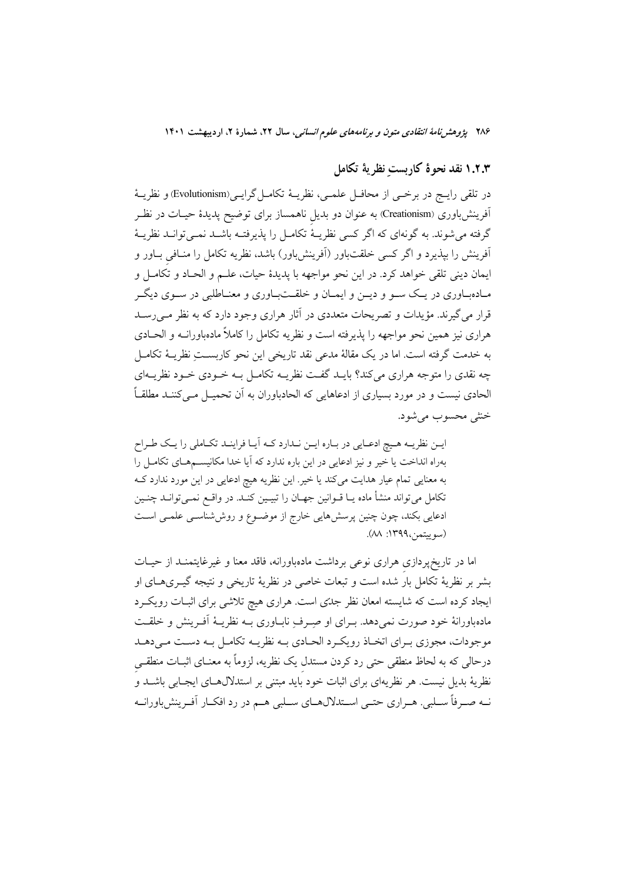### ۱.۲.۳ نقد نحوهٔ کاربستِ نظریهٔ تکامل

در تلقی رایج در برخی از محافل علمی، نظریهٔ تکامل‌گرایی(Evolutionism) و نظریهٔ آفرینش‌باوری (Creationism) به عنوان دو بدیلِ ناهمساز برای توضیح پدیدهٔ حیات در نظر گرفته می‌شوند. به گونه‌ای که اگر کسی نظریهٔ تکامل را پذیرفته باشد نمی‌تواند نظریهٔ آفرینش را بپذیرد و اگر کسی خلقت‌باور (آفرینش‌باور) باشد، نظریه تکامل را منافیِ باور و ایمان دینی تلقی خواهد کرد. در این نحو مواجهه با پدیدهٔ حیات، علم و الحاد و تکامل و ماده‌باوری در یک سو و دین و ایمان و خلقت‌باوری و معناطلبی در سوی دیگر قرار می‌گیرند. مؤیدات و تصریحات متعددی در آثار هراری وجود دارد که به نظر می‌رسد هراری نیز همین نحو مواجهه را پذیرفته است و نظریه تکامل را کاملاً ماده‌باورانه و الحادی به خدمت گرفته است. اما در یک مقالهٔ مدعی نقد تاریخی این نحو کاربستِ نظریهٔ تکامل چه نقدی را متوجه هراری می‌کند؟ باید گفت نظریه تکامل به خودی خود نظریه‌ای الحادی نیست و در مورد بسیاری از ادعاهایی که الحادباوران به آن تحمیل می‌کنند مطلقاً خنثی محسوب می‌شود.

> این نظریه هیچ ادعایی در باره این ندارد که آیا فرایند تکاملی را یک طراح بهراه انداخت یا خیر و نیز ادعایی در این باره ندارد که آیا خدا مکانیسم‌های تکامل را به معنایی تمام عیار هدایت می‌کند یا خیر. این نظریه هیچ ادعایی در این مورد ندارد که تکامل می‌تواند منشأ ماده یا قوانین جهان را تبیین کند. در واقع نمی‌تواند چنین ادعایی بکند، چون چنین پرسش‌هایی خارج از موضوع و روش‌شناسی علمی است (سوییتمن،۱۳۹۹: ۸۸).

اما در تاریخ‌پردازی هراری نوعی برداشت ماده‌باورانه، فاقد معنا و غیرغایتمند از حیات بشر بر نظریهٔ تکامل بار شده است و تبعات خاصی در نظریهٔ تاریخی و نتیجه گیری‌های او ایجاد کرده است که شایسته امعان نظر جدّی است. هراری هیچ تلاشی برای اثبات رویکرد ماده‌باورانهٔ خود صورت نمی‌دهد. برای او صِرفِ ناباوری به نظریهٔ آفرینش و خلقت موجودات، مجوزی برای اتخاذ رویکرد الحادی به نظریه تکامل به دست می‌دهد درحالی که به لحاظ منطقی حتی رد کردن مستدل یک نظریه، لزوماً به معنای اثبات منطقی نظریهٔ بدیل نیست. هر نظریه‌ای برای اثبات خود باید مبتنی بر استدلال‌های ایجابی باشد و نه صرفاً سلبی. هراری حتی استدلال‌های سلبی هم در رد افکار آفرینش‌باورانه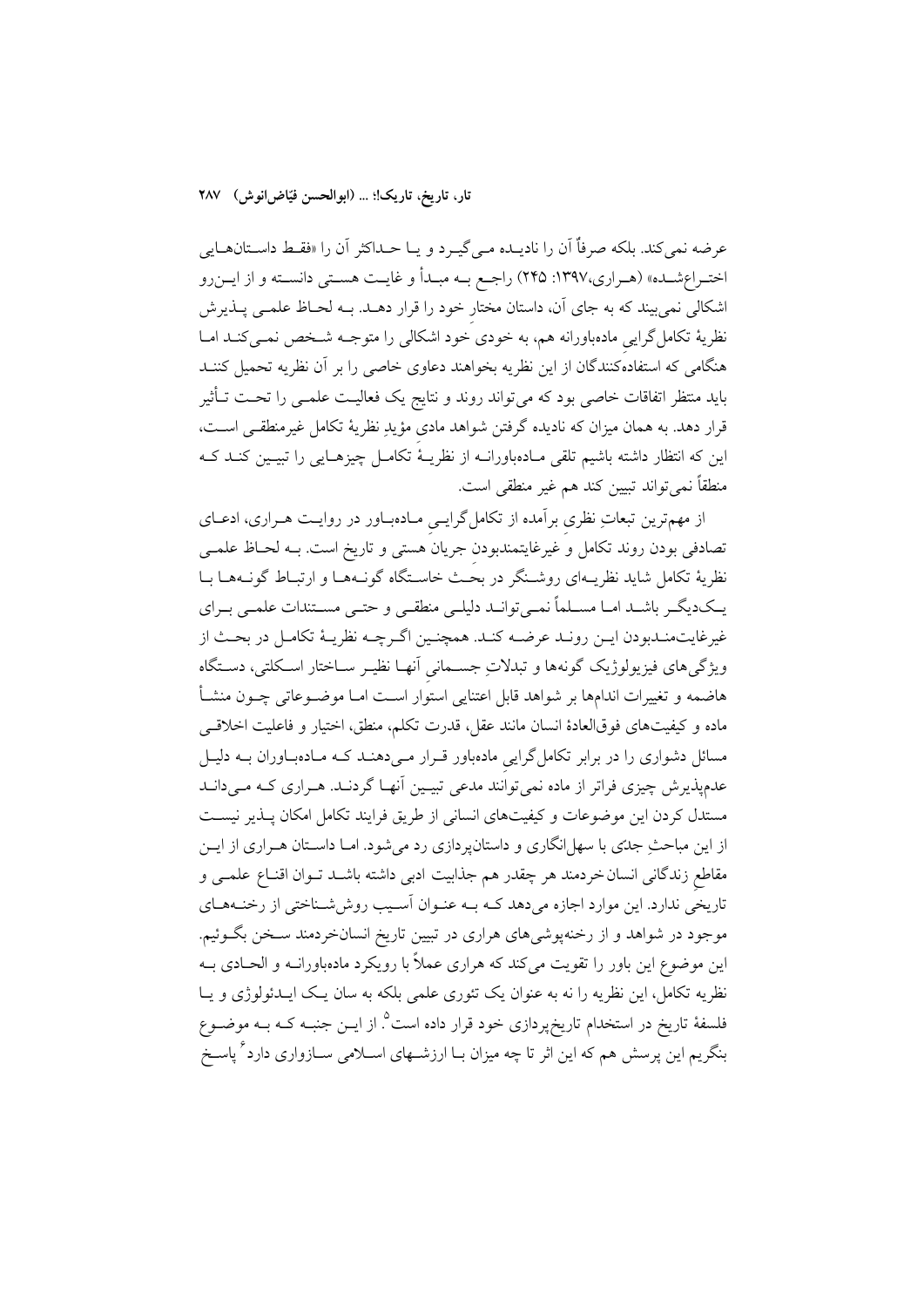عرضه نمی‌کند. بلکه صرفاً آن را نادیده می‌گیرد و یا حداکثر آن را «فقط داستان‌هایی اختراع‌شده» (هراری،۱۳۹۷: ۲۴۵) راجع به مبدأ و غایت هستی دانسته و از این‌رو اشکالی نمی‌بیند که به جای آن، داستان مختارِ خود را قرار دهد. به لحاظ علمی پذیرش نظریهٔ تکامل‌گراییِ ماده‌باورانه هم، به خودیِ خود اشکالی را متوجه شخص نمی‌کند اما هنگامی که استفاده‌کنندگان از این نظریه بخواهند دعاوی خاصی را بر آن نظریه تحمیل کنند باید منتظر اتفاقات خاصی بود که می‌تواند روند و نتایج یک فعالیت علمی را تحت تأثیر قرار دهد. به همان میزان که نادیده گرفتنِ شواهد مادیِ مؤیدِ نظریهٔ تکامل غیرمنطقی است، این که انتظار داشته باشیم تلقی ماده‌باورانه از نظریهٔ تکامل چیزهایی را تبیین کند که منطقاً نمی‌تواند تبیین کند هم غیر منطقی است.

از مهم‌ترین تبعاتِ نظری برآمده از تکامل‌گراییِ ماده‌باور در روایت هراری، ادعای تصادفی بودن روند تکامل و غیرغایتمندبودنِ جریان هستی و تاریخ است. به لحاظ علمی نظریهٔ تکامل شاید نظریه‌ای روشنگر در بحث خاستگاه گونه‌ها و ارتباط گونه‌ها با یک‌دیگر باشد اما مسلماً نمی‌تواند دلیلی منطقی و حتی مستندات علمی برای غیرغایت‌مندبودن این روند عرضه کند. همچنین اگرچه نظریهٔ تکامل در بحث از ویژگی‌های فیزیولوژیک گونه‌ها و تبدلاتِ جسمانیِ آنها نظیر ساختار اسکلتی، دستگاه هاضمه و تغییرات اندام‌ها بر شواهد قابل اعتنایی استوار است اما موضوعاتی چون منشأ ماده و کیفیت‌های فوق‌العادهٔ انسان مانند عقل، قدرت تکلم، منطق، اختیار و فاعلیت اخلاقی مسائل دشواری را در برابر تکامل‌گراییِ ماده‌باور قرار می‌دهند که ماده‌باوران به دلیل عدم‌پذیرش چیزی فراتر از ماده نمی‌توانند مدعی تبیین آنها گردند. هراری که می‌داند مستدل کردن این موضوعات و کیفیت‌های انسانی از طریق فرایند تکامل امکان پذیر نیست از این مباحثِ جدّی با سهل‌انگاری و داستان‌پردازی رد می‌شود. اما داستان هراری از این مقاطعِ زندگانی انسان‌خردمند هر چقدر هم جذابیت ادبی داشته باشد توان اقناع علمی و تاریخی ندارد. این موارد اجازه می‌دهد که به عنوان آسیب روش‌شناختی از رخنه‌های موجود در شواهد و از رخنه‌پوشی‌های هراری در تبیین تاریخ انسان‌خردمند سخن بگوئیم. این موضوع این باور را تقویت می‌کند که هراری عملاً با رویکرد ماده‌باورانه و الحادی به نظریه تکامل، این نظریه را نه به عنوان یک تئوری علمی بلکه به سان یک ایدئولوژی و یا فلسفهٔ تاریخ در استخدام تاریخ‌پردازی خود قرار داده است[5]. از این جنبه که به موضوع بنگریم این پرسش هم که این اثر تا چه میزان با ارزشهای اسلامی سازواری دارد[6] پاسخ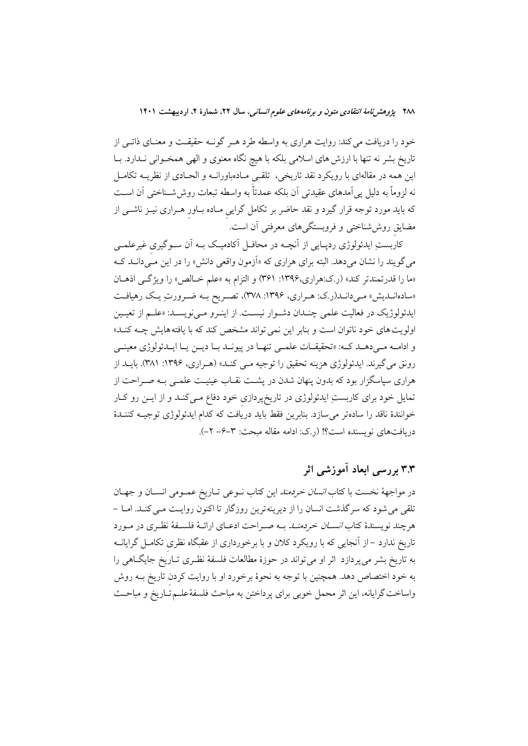خود را دریافت می‌کند: روایت هراری به واسطه طرد هـر گونـه حقیقـت و معنـای ذاتـی از تاریخ بشر نه تنها با ارزش‌های اسلامی بلکه با هیچ نگاه معنوی و الهی همخـوانی نـدارد. بـا این همه در مقاله‌ای با رویکرد نقد تاریخی، تلقـی مـاده‌باورانـه و الحـادی از نظریـه تکامـل نه لزوماً به دلیل پی‌آمدهای عقیدتی آن بلکه عمدتاً به واسطه تبعات روش‌شـناختی آن اسـت که باید مورد توجه قرار گیرد و نقد حاضر بر تکامل گرایی مـاده بـاورِ هـراری نیـز ناشـی از مضایقِ روش‌شناختی و فروبستگی‌های معرفتی آن است.

کاربستِ ایدئولوژی ردپـایی از آنچـه در محافـل آکادمیـک بـه آن سـوگیری غیرعلمـی می‌گویند را نشان می‌دهد. البته برای هراری که «آزمون واقعی دانش» را در این مـی‌دانـد کـه «ما را قدرتمندتر کند» (ر.ک:هراری،۱۳۹۶: ۳۶۱) و التزام به «علم خـالص» را ویژگـی اذهـان «ساده‌انـدیش» مـی‌دانـد(ر.ک: هـراری، ۱۳۹۶: ۳۷۸)، تصـریح بـه ضـرورتِ یـک رهیافـت ایدئولوژیک در فعالیت علمی چنـدان دشـوار نیسـت. از اینـرو مـی‌نویسـد: «علـم از تعیـین اولویت‌های خود ناتوان است و بنابر این نمی‌تواند مشخص کند که با یافته‌هایش چـه کنـد» و ادامـه مـی‌دهـد کـه: «تحقیقـات علمـی تنهـا در پیونـد بـا دیـن یـا ایـدئولوژی معینـی رونق می‌گیرند. ایدئولوژی هزینه تحقیق را توجیه مـی کنـد» (هـراری، ۱۳۹۶: ۳۸۱). بایـد از هراری سپاسگزار بود که بدون پنهان شدن در پشـت نقـاب عینیـت علمـی بـه صـراحت از تمایل خود برای کاربستِ ایدئولوژی در تاریخ‌پردازیِ خود دفاع مـی‌کنـد و از ایـن رو کـار خوانندهٔ ناقد را ساده‌تر می‌سازد. بنابرین فقط باید دریافت که کدام ایدئولوژی توجیـه کننـدهٔ دریافت‌های نویسنده است؟! (ر.ک: ادامه مقاله مبحث: ۳-۶- ۲-).

## ۳.۳ بررسی ابعاد آموزشی اثر

در مواجههٔ نخست با کتاب *انسان خردمند* این کتاب نـوعی تـاریخ عمـومی انسـان و جهـان تلقی می‌شود که سرگذشت انسان را از دیرینه‌ترین روزگار تا اکنون روایـت مـی‌کنـد. امـا - هرچند نویسندهٔ کتاب *انسـان خردمنـد* بـه صـراحت ادعـای ارائـهٔ فلسـفهٔ نظـری در مـورد تاریخ ندارد - از آنجایی که با رویکرد کلان و با برخورداری از عقبگاه نظریِ تکامـل گرایانـه به تاریخ بشر می‌پردازد اثر او می‌تواند در حوزهٔ مطالعات فلسفهٔ نظـری تـاریخ جایگـاهی را به خود اختصاص دهد. همچنین با توجه به نحوهٔ برخورد او با روایت کردنِ تاریخ بـه روش واساخت گرایانه، این اثر محمل خوبی برای پرداختن به مباحث فلسفهٔ‌علـم‌تـاریخ و مباحـث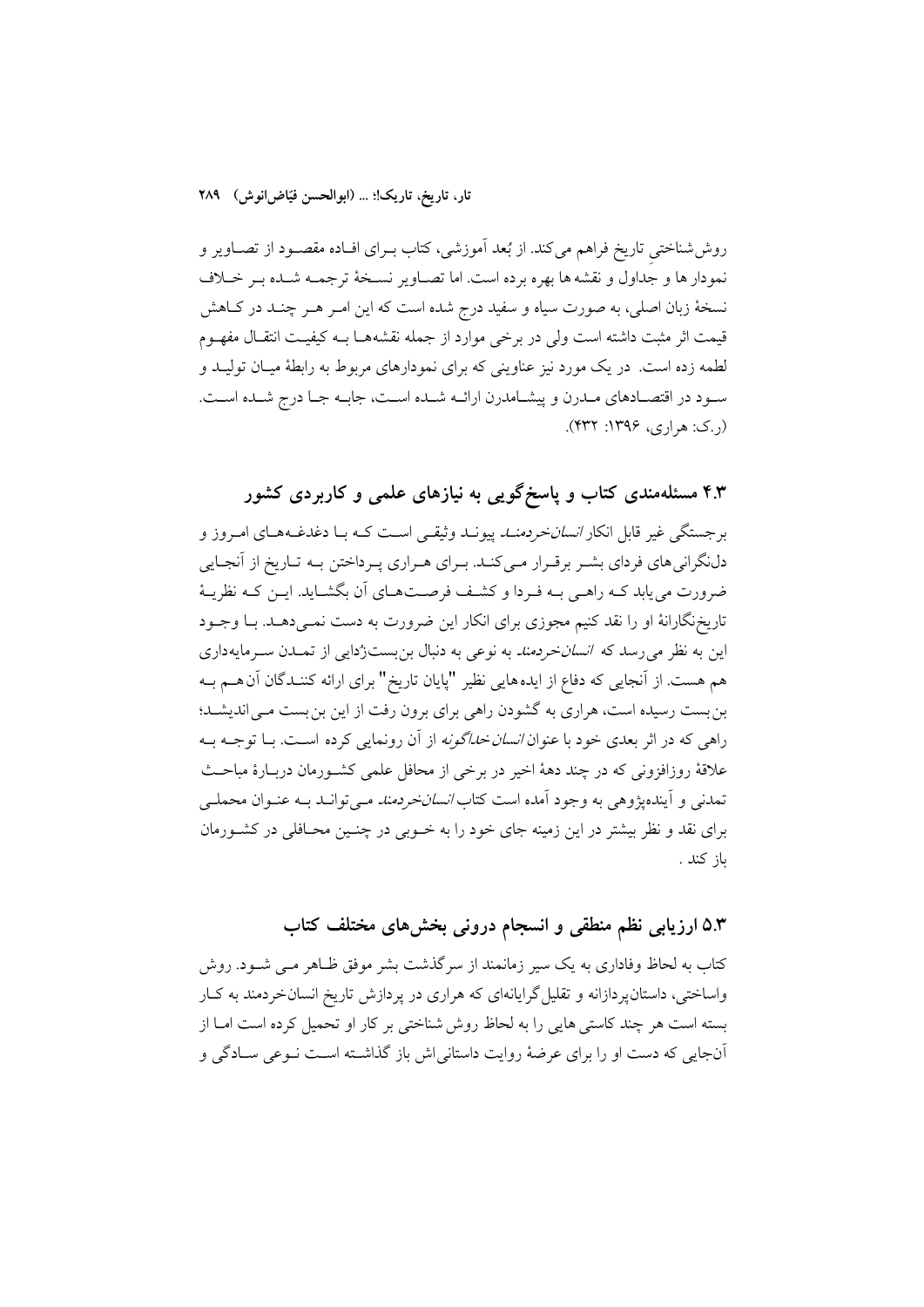روش‌شناختیِ تاریخ فراهم می‌کند. از بُعد آموزشی، کتاب برای افاده مقصود از تصاویر و نمودار ها و جداول و نقشه ها بهره برده است. اما تصاویر نسخهٔ ترجمه شده بر خلاف نسخهٔ زبان اصلی، به صورت سیاه و سفید درج شده است که این امر هر چند در کاهش قیمت اثر مثبت داشته است ولی در برخی موارد از جمله نقشه‌ها به کیفیت انتقال مفهوم لطمه زده است. در یک مورد نیز عناوینی که برای نمودارهای مربوط به رابطهٔ میان تولید و سود در اقتصادهای مدرن و پیشامدرن ارائه شده است، جابه جا درج شده است. (ر.ک: هراری، ۱۳۹۶: ۴۳۲).

## ۴.۳ مسئله‌مندی کتاب و پاسخ‌گویی به نیازهای علمی و کاربردی کشور

برجستگی غیر قابل انکار *انسان‌خردمند* پیوند وثیقی است که با دغدغه‌های امروز و دل‌نگرانی‌های فردای بشر برقرار می‌کند. برای هراری پرداختن به تاریخ از آنجایی ضرورت می‌یابد که راهی به فردا و کشف فرصت‌های آن بگشاید. این که نظریهٔ تاریخ‌نگارانهٔ او را نقد کنیم مجوزی برای انکار این ضرورت به دست نمی‌دهد. با وجود این به نظر می‌رسد که *انسان‌خردمند* به نوعی به دنبال بن‌بست‌زُدایی از تمدن سرمایه‌داری هم هست. از آنجایی که دفاع از ایده‌هایی نظیر "پایان تاریخ" برای ارائه کنندگان آن‌هم به بن‌بست رسیده است، هراری به گشودن راهی برای برون رفت از این بن‌بست می‌اندیشد؛ راهی که در اثر بعدی خود با عنوان *انسان‌خداگونه* از آن رونمایی کرده است. با توجه به علاقهٔ روزافزونی که در چند دههٔ اخیر در برخی از محافل علمی کشورمان دربارهٔ مباحث تمدنی و آینده‌پژوهی به وجود آمده است کتاب *انسان‌خردمند* می‌تواند به عنوان محملی برای نقد و نظر بیشتر در این زمینه جای خود را به خوبی در چنین محافلی در کشورمان باز کند .

## ۵.۳ ارزیابی نظم منطقی و انسجام درونی بخش‌های مختلف کتاب

کتاب به لحاظ وفاداری به یک سیر زمانمند از سرگذشت بشر موفق ظاهر می شود. روش واساختی، داستان‌پردازانه و تقلیل‌گرایانه‌ای که هراری در پردازش تاریخ انسان‌خردمند به کار بسته است هر چند کاستی هایی را به لحاظ روش شناختی بر کار او تحمیل کرده است اما از آن‌جایی که دست او را برای عرضهٔ روایت داستانی‌اش باز گذاشته است نوعی سادگی و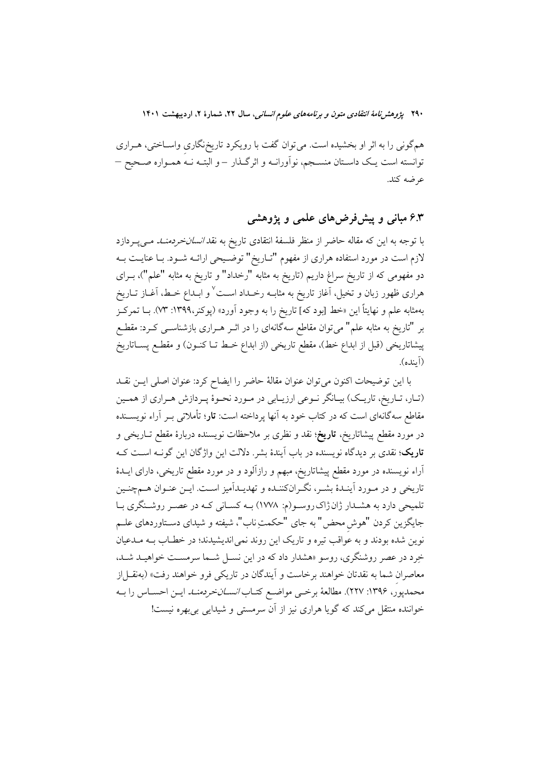هم‌گونی را به اثر او بخشیده است. می‌توان گفت با رویکرد تاریخ‌نگاری واساختی، هراری توانسته است یک داستان منسجم، نوآورانه و اثرگذار – و البته نه همواره صحیح – عرضه کند.

## ۶.۳ مبانی و پیش‌فرض‌های علمی و پژوهشی

با توجه به این که مقاله حاضر از منظر فلسفهٔ انتقادی تاریخ به نقد *انسان‌خردمند* می‌پردازد لازم است در مورد استفاده هراری از مفهوم "تاریخ" توضیحی ارائه شود. با عنایت به دو مفهومی که از تاریخ سراغ داریم (تاریخ به مثابه "رخداد" و تاریخ به مثابه "علم")، برای هراری ظهور زبان و تخیل، آغاز تاریخ به مثابه رخداد است[۷] و ابداع خط، آغاز تاریخ به‌مثابه علم و نهایتاً این «خط [بود که] تاریخ را به وجود آورد» (پوکنر،۱۳۹۹: ۷۳). با تمرکز بر "تاریخ به مثابه علم" می‌توان مقاطع سه‌گانه‌ای را در اثر هراری بازشناسی کرد: مقطع پیشاتاریخی (قبل از ابداع خط)، مقطع تاریخی (از ابداع خط تا کنون) و مقطع پساتاریخ (آینده).

با این توضیحات اکنون می‌توان عنوان مقالهٔ حاضر را ایضاح کرد: عنوان اصلی این نقد (تار، تاریخ، تاریک) بیانگر نوعی ارزیابی در مورد نحوهٔ پردازش هراری از همین مقاطع سه‌گانه‌ای است که در کتاب خود به آنها پرداخته است: **تار**؛ تأملاتی بر آراء نویسنده در مورد مقطع پیشاتاریخ، **تاریخ**؛ نقد و نظری بر ملاحظات نویسنده دربارهٔ مقطع تاریخی و **تاریک**؛ نقدی بر دیدگاه نویسنده در باب آیندهٔ بشر. دلالت این واژگان این گونه است که آراء نویسنده در مورد مقطع پیشاتاریخ، مبهم و رازآلود و در مورد مقطع تاریخی، دارای ایدهٔ تاریخی و در مورد آیندهٔ بشر، نگران‌کننده و تهدیدآمیز است. این عنوان هم‌چنین تلمیحی دارد به هشدار ژان‌ژاک‌روسو(م: ۱۷۷۸) به کسانی که در عصر روشنگری با جایگزین کردن "هوش محض" به جای "حکمتِ ناب"، شیفته و شیدای دستاوردهای علم نوین شده بودند و به عواقب تیره و تاریک این روند نمی‌اندیشیدند؛ در خطاب به مدعیان خِرد در عصر روشنگری، روسو «هشدار داد که در این نسل شما سرمست خواهید شد، معاصرانِ شما به نقدتان خواهند برخاست و آیندگان در تاریکی فرو خواهند رفت» (به‌نقل از محمدپور، ۱۳۹۶: ۲۲۷). مطالعهٔ برخی مواضع کتاب *انسان‌خردمند* این احساس را به خواننده منتقل می‌کند که گویا هراری نیز از آن سرمستی و شیدایی بی‌بهره نیست!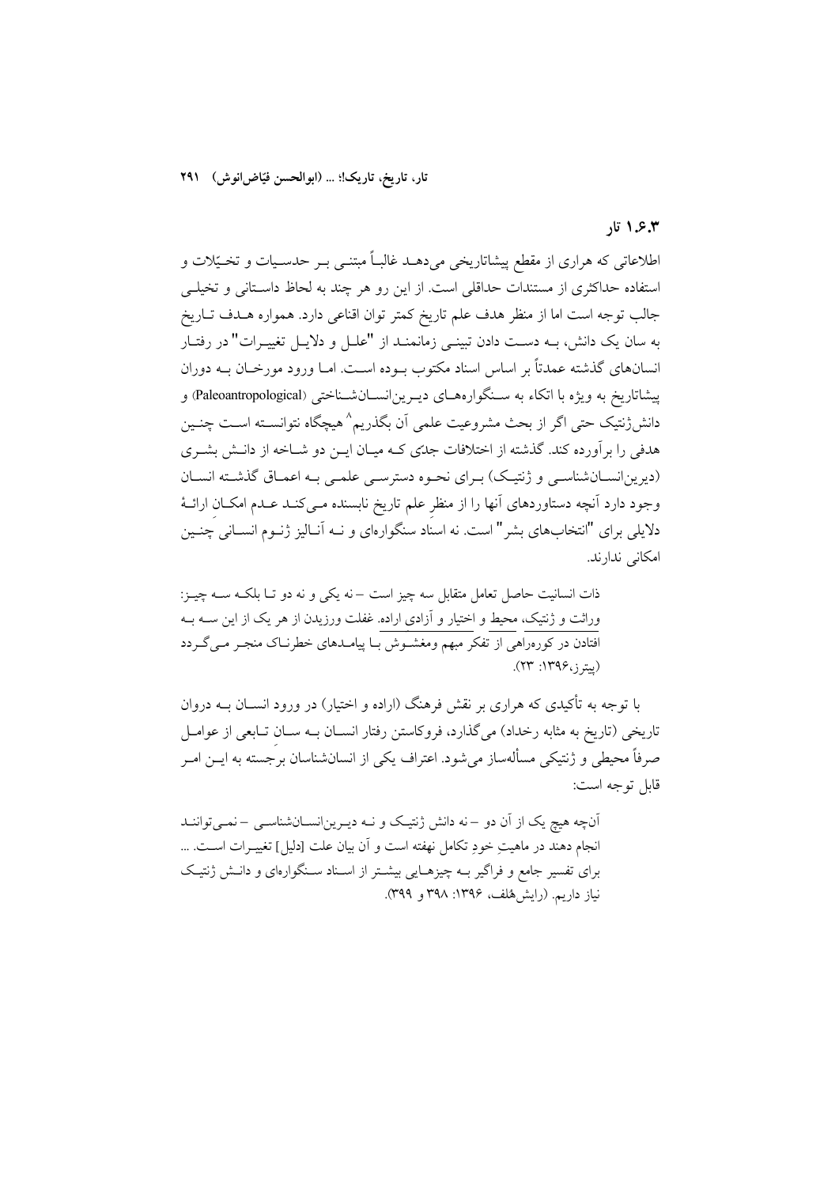### ۱.۶.۳ تار

اطلاعاتی که هراری از مقطع پیشاتاریخی می‌دهـد غالبـاً مبتنـی بـر حدسـیات و تخـیّلات و استفاده حداکثری از مستندات حداقلی است. از این رو هر چند به لحاظ داسـتانی و تخیلـی جالب توجه است اما از منظر هدف علم تاریخ کمتر توان اقناعی دارد. همواره هـدف تـاریخ به سان یک دانش، بـه دسـت دادن تبیینـی زمانمنـد از "علـل و دلایـل تغییـرات" در رفتـار انسان‌های گذشته عمدتاً بر اساس اسناد مکتوب بـوده اسـت. امـا ورود مورخـان بـه دوران پیشاتاریخ به ویژه با اتکاء به سـنگواره‌هـای دیـرین‌انسـان‌شـناختی (Paleoantropological) و دانش‌ژنتیک حتی اگر از بحث مشروعیت علمی آن بگذریم[۸] هیچگاه نتوانسـته اسـت چنـین هدفی را برآورده کند. گذشته از اختلافات جدّی کـه میـان ایـن دو شـاخه از دانـش بشـری (دیرین‌انسـان‌شناسـی و ژنتیـک) بـرای نحـوه دسترسـی علمـی بـه اعمـاق گذشـته انسـان وجود دارد آنچه دستاوردهای آنها را از منظرِ علم تاریخ نابسنده مـی‌کنـد عـدم امکـان ارائـۀ دلایلی برای "انتخاب‌های بشر" است. نه اسناد سنگواره‌ای و نـه آنـالیز ژنـوم انسـانی چنـین امکانی ندارند.

> ذات انسانیت حاصل تعامل متقابل سه چیز است – نه یکی و نه دو تـا بلکـه سـه چیـز: وراثت و ژنتیک، محیط و اختیار و آزادی اراده. غفلت ورزیدن از هر یک از این سـه بـه افتادن در کوره‌راهی از تفکر مبهم ومغشـوش بـا پیامـدهای خطرنـاک منجـر مـی‌گـردد (پیترز،۱۳۹۶: ۲۳).

با توجه به تأکیدی که هراری بر نقش فرهنگ (اراده و اختیار) در ورود انسـان بـه دروان تاریخی (تاریخ به مثابه رخداد) می‌گذارد، فروکاستن رفتار انسـان بـه سـانِ تـابعی از عوامـل صرفاً محیطی و ژنتیکی مسأله‌ساز می‌شود. اعتراف یکی از انسان‌شناسان برجسته به ایـن امـر قابل توجه است:

> آن‌چه هیچ یک از آن دو – نه دانش ژنتیـک و نـه دیـرین‌انسـان‌شناسـی – نمـی‌تواننـد انجام دهند در ماهیتِ خودِ تکامل نهفته است و آن بیان علت [دلیل] تغییـرات اسـت. ... برای تفسیر جامع و فراگیر بـه چیزهـایی بیشـتر از اسـناد سـنگواره‌ای و دانـش ژنتیـک نیاز داریم. (رایش‌هلف، ۱۳۹۶: ۳۹۸ و ۳۹۹).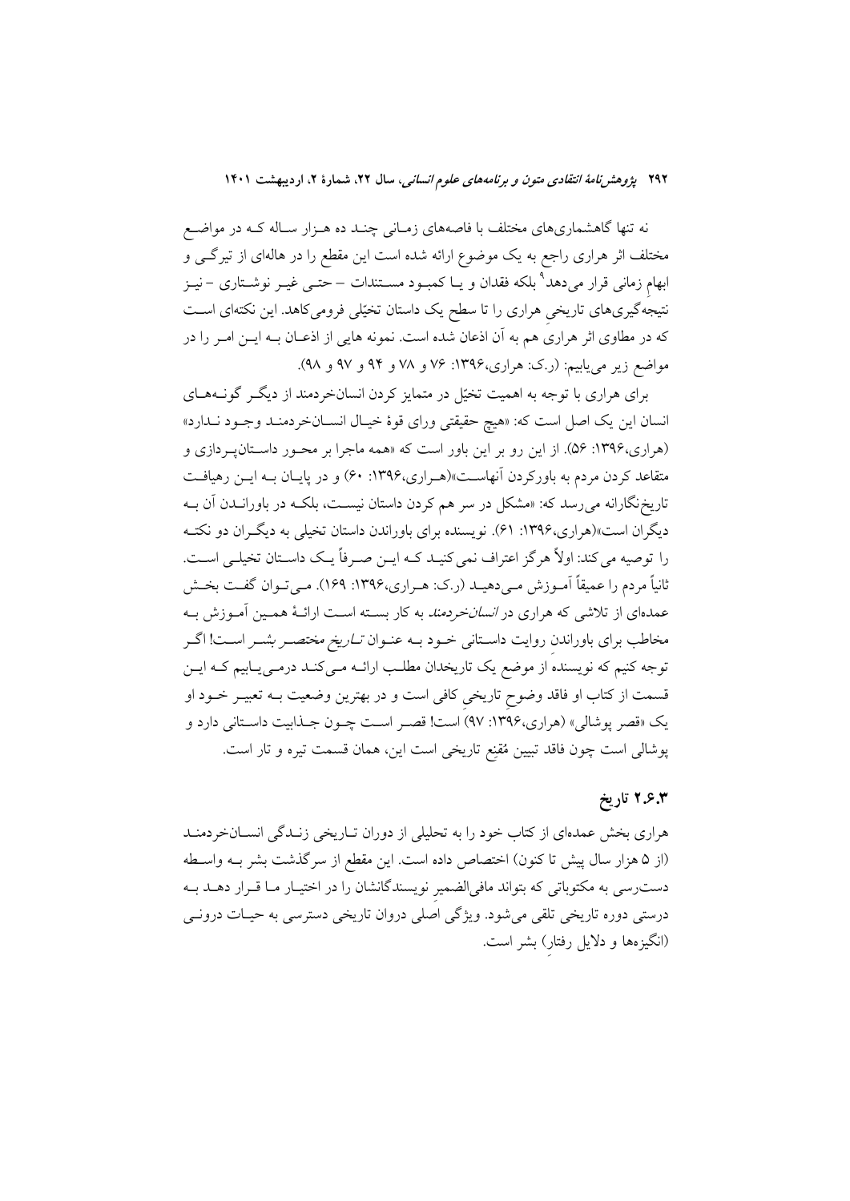نه تنها گاهشماری‌های مختلف با فاصه‌های زمانی چند ده هزار ساله که در مواضع مختلف اثر هراری راجع به یک موضوع ارائه شده است این مقطع را در هاله‌ای از تیرگی و ابهام زمانی قرار می‌دهد[9] بلکه فقدان و یا کمبود مستندات – حتی غیر نوشتاری – نیز نتیجه‌گیری‌های تاریخیِ هراری را تا سطح یک داستان تخیّلی فرومی‌کاهد. این نکته‌ای است که در مطاوی اثر هراری هم به آن اذعان شده است. نمونه هایی از اذعان به این امر را در مواضع زیر می‌یابیم: (ر.ک: هراری،۱۳۹۶: ۷۶ و ۷۸ و ۹۴ و ۹۷ و ۹۸).

برای هراری با توجه به اهمیت تخیّل در متمایز کردن انسان‌خردمند از دیگر گونه‌های انسان این یک اصل است که: «هیچ حقیقتی ورای قوهٔ خیال انسان‌خردمند وجود ندارد» (هراری،۱۳۹۶: ۵۶). از این رو بر این باور است که «همه ماجرا بر محور داستان‌پردازی و متقاعد کردن مردم به باورکردن آنهاست»(هراری،۱۳۹۶: ۶۰) و در پایان به این رهیافت تاریخ‌نگارانه می‌رسد که: «مشکل در سر هم کردن داستان نیست، بلکه در باوراندن آن به دیگران است»(هراری،۱۳۹۶: ۶۱). نویسنده برای باوراندن داستان تخیلی به دیگران دو نکته را توصیه می کند: اولاً هرگز اعتراف نمی‌کنید که این صرفاً یک داستان تخیلی است. ثانیاً مردم را عمیقاً آموزش می‌دهید (ر.ک: هراری،۱۳۹۶: ۱۶۹). می‌توان گفت بخش عمده‌ای از تلاشی که هراری در *انسان‌خردمند* به کار بسته است ارائهٔ همین آموزش به مخاطب برای باوراندنِ روایت داستانی خود به عنوان *تاریخ مختصر بشر* است! اگر توجه کنیم که نویسنده از موضع یک تاریخدان مطلب ارائه می‌کند درمی‌یابیم که این قسمت از کتاب او فاقد وضوحِ تاریخیِ کافی است و در بهترین وضعیت به تعبیر خود او یک «قصر پوشالی» (هراری،۱۳۹۶: ۹۷) است! قصر است چون جذابیت داستانی دارد و پوشالی است چون فاقد تبیین مُقنِع تاریخی است این، همان قسمت تیره و تار است.

### ۲.۶.۳ تاریخ

هراری بخش عمده‌ای از کتاب خود را به تحلیلی از دوران تاریخی زندگی انسان‌خردمند (از ۵ هزار سال پیش تا کنون) اختصاص داده است. این مقطع از سرگذشت بشر به واسطه دست‌رسی به مکتوباتی که بتواند مافی‌الضمیرِ نویسندگانشان را در اختیار ما قرار دهد به درستی دوره تاریخی تلقی می‌شود. ویژگی اصلی دروان تاریخی دسترسی به حیات درونی (انگیزه‌ها و دلایل رفتارِ) بشر است.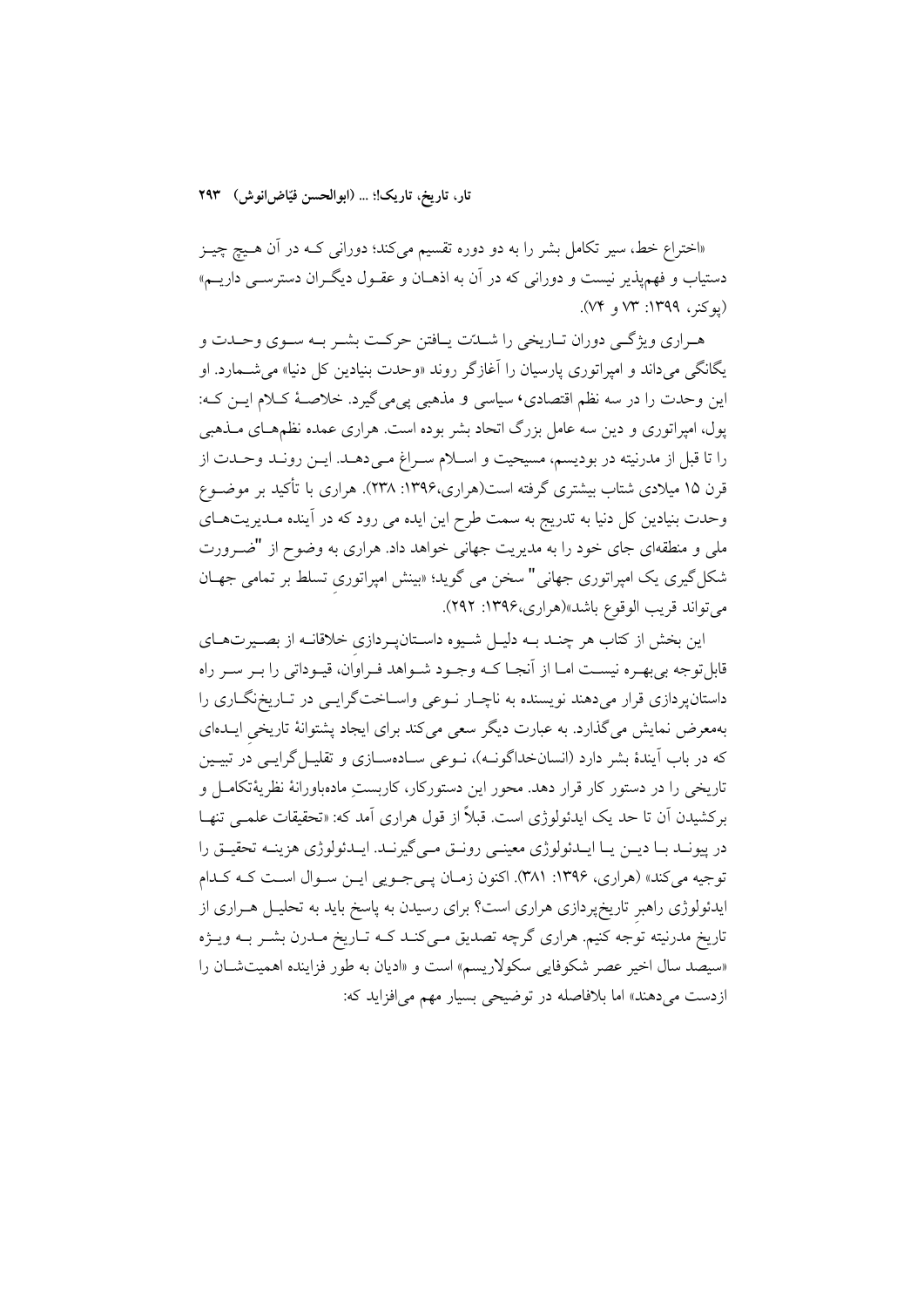«اختراع خط، سیر تکامل بشر را به دو دوره تقسیم می‌کند؛ دورانی کـه در آن هـیچ چیـز دستیاب و فهم‌پذیر نیست و دورانی که در آن به اذهـان و عقـول دیگـران دسترسـی داریـم» (پوکنر، ۱۳۹۹: ۷۳ و ۷۴).

هـراری ویژگـی دوران تـاریخی را شـدّت یـافتن حرکـت بشـر بـه سـوی وحـدت و یگانگی می‌داند و امپراتوری پارسیان را آغازگر روند «وحدت بنیادین کل دنیا» می‌شـمارد. او این وحدت را در سه نظم اقتصادی، سیاسی و مذهبی پی‌می‌گیرد. خلاصـهٔ کـلام ایـن کـه: پول، امپراتوری و دین سه عامل بزرگ اتحاد بشر بوده است. هراری عمده نظم‌هـای مـذهبی را تا قبل از مدرنیته در بودیسم، مسیحیت و اسـلام سـراغ مـی‌دهـد. ایـن رونـد وحـدت از قرن ۱۵ میلادی شتاب بیشتری گرفته است(هراری،۱۳۹۶: ۲۳۸). هراری با تأکید بر موضـوع وحدت بنیادین کل دنیا به تدریج به سمت طرح این ایده می رود که در آینده مـدیریت‌هـای ملی و منطقه‌ای جای خود را به مدیریت جهانی خواهد داد. هراری به وضوح از "ضـرورت شکل‌گیری یک امپراتوری جهانی" سخن می گوید؛ «بینش امپراتوریِ تسلط بر تمامی جهـان می‌تواند قریب الوقوع باشد»(هراری،۱۳۹۶: ۲۹۲).

این بخش از کتاب هر چنـد بـه دلیـل شـیوه داسـتان‌پـردازیِ خلاقانـه از بصـیرت‌هـای قابل‌توجه بی‌بهـره نیسـت امـا از آنجـا کـه وجـود شـواهد فـراوان، قیـوداتی را بـر سـر راه داستان‌پردازی قرار می‌دهند نویسنده به ناچـار نـوعی واسـاخت‌گرایـی در تـاریخ‌نگـاری را به‌معرض نمایش می‌گذارد. به عبارت دیگر سعی می‌کند برای ایجاد پشتوانهٔ تاریخیِ ایـده‌ای که در باب آیندهٔ بشر دارد (انسان‌خداگونـه)، نـوعی سـاده‌سـازی و تقلیـل‌گرایـی در تبیـین تاریخی را در دستور کار قرار دهد. محور این دستورکار، کاربستِ ماده‌باورانهٔ نظریهٔ‌تکامـل و برکشیدن آن تا حد یک ایدئولوژی است. قبلاً از قول هراری آمد که: «تحقیقات علمـی تنهـا در پیونـد بـا دیـن یـا ایـدئولوژی معینـی رونـق مـی‌گیرنـد. ایـدئولوژی هزینـه تحقیـق را توجیه می‌کند» (هراری، ۱۳۹۶: ۳۸۱). اکنون زمـان پـی‌جـویی ایـن سـوال اسـت کـه کـدام ایدئولوژی راهبرِ تاریخ‌پردازی هراری است؟ برای رسیدن به پاسخ باید به تحلیـل هـراری از تاریخ مدرنیته توجه کنیم. هراری گرچه تصدیق مـی‌کنـد کـه تـاریخ مـدرن بشـر بـه ویـژه «سیصد سال اخیر عصر شکوفایی سکولاریسم» است و «ادیان به طور فزاینده اهمیت‌شـان را ازدست می‌دهند» اما بلافاصله در توضیحی بسیار مهم می‌افزاید که: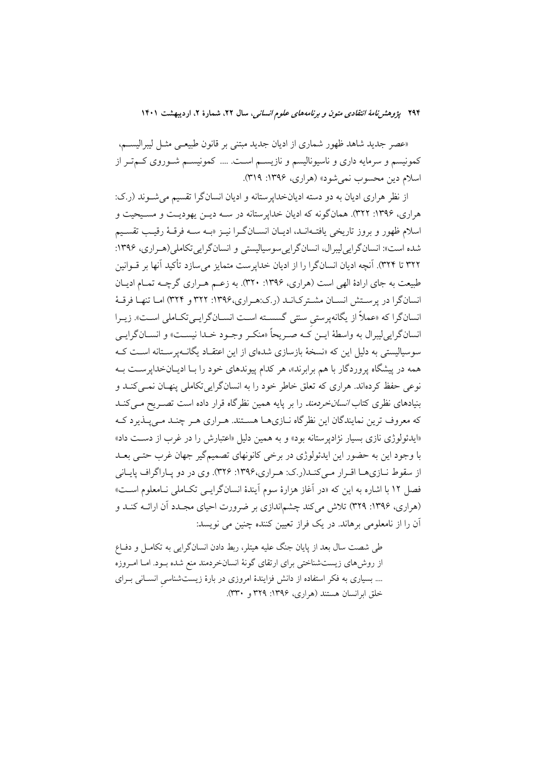«عصر جدید شاهد ظهور شماری از ادیان جدید مبتنی بر قانون طبیعی مثل لیبرالیسم، کمونیسم و سرمایه داری و ناسیونالیسم و نازیسم است. .... کمونیسم شوروی کم‌تر از اسلام دین محسوب نمی‌شود» (هراری، ۱۳۹۶: ۳۱۹).

از نظر هراری ادیان به دو دسته ادیان‌خداپرستانه و ادیان انسان‌گرا تقسیم می‌شوند (ر.ک: هراری، ۱۳۹۶: ۳۲۲). همان‌گونه که ادیان خداپرستانه در سه دین یهودیت و مسیحیت و اسلام ظهور و بروز تاریخی یافته‌اند، ادیان انسان‌گرا نیز «به سه فرقهٔ رقیب تقسیم شده است»: انسان‌گرایی‌لیبرال، انسان‌گرایی‌سوسیالیستی و انسان‌گرایی‌تکاملی(هراری، ۱۳۹۶: ۳۲۲ تا ۳۲۴). آنچه ادیان انسان‌گرا را از ادیان خداپرست متمایز می‌سازد تأکید آنها بر قوانین طبیعت به جای ارادهٔ الهی است (هراری، ۱۳۹۶: ۳۲۰). به زعم هراری گرچه تمام ادیان انسان‌گرا در پرستش انسان مشترکاند (ر.ک:هراری،۱۳۹۶: ۳۲۲ و ۳۲۴) اما تنها فرقهٔ انسان‌گرا که «عملاً از یگانه‌پرستیِ سنتی گسسته است انسان‌گرایی‌تکاملی است». زیرا انسان‌گرایی‌لیبرال به واسطهٔ این که صریحاً «منکر وجود خدا نیست» و انسان‌گرایی سوسیالیستی به دلیل این که «نسخهٔ بازسازی شده‌ای از این اعتقاد یگانه‌پرستانه است که همه در پیشگاه پروردگار با هم برابرند»، هر کدام پیوندهای خود را با ادیان‌خداپرست به نوعی حفظ کرده‌اند. هراری که تعلق خاطر خود را به انسان‌گرایی‌تکاملی پنهان نمی‌کند و بنیادهای نظری کتاب *انسان‌خردمند* را بر پایه همین نظرگاه قرار داده است تصریح می‌کند که معروف ترین نمایندگان این نظرگاه نازی‌ها هستند. هراری هر چند می‌پذیرد که «ایدئولوژی نازی بسیار نژادپرستانه بود» و به همین دلیل «اعتبارش را در غرب از دست داد» با وجود این به حضور این ایدئولوژی در برخی کانونهای تصمیم‌گیر جهان غرب حتی بعد از سقوط نازی‌ها اقرار می‌کند(ر.ک: هراری،۱۳۹۶: ۳۲۶). وی در دو پاراگراف پایانی فصل ۱۲ با اشاره به این که «در آغاز هزارهٔ سوم آیندهٔ انسان‌گرایی تکاملی نامعلوم است» (هراری، ۱۳۹۶: ۳۲۹) تلاش می‌کند چشم‌اندازی بر ضرورت احیای مجدد آن ارائه کند و آن را از نامعلومی برهاند. در یک فراز تعیین کننده چنین می نویسد:

> طی شصت سال بعد از پایان جنگ علیه هیتلر، ربط دادن انسان‌گرایی به تکامل و دفاع از روش‌های زیست‌شناختی برای ارتقای گونهٔ انسان‌خردمند منع شده بود. اما امروزه .... بسیاری به فکر استفاده از دانش فزایندهٔ امروزی در بارهٔ زیست‌شناسیِ انسانی برای خلق ابرانسان هستند (هراری، ۱۳۹۶: ۳۲۹ و ۳۳۰).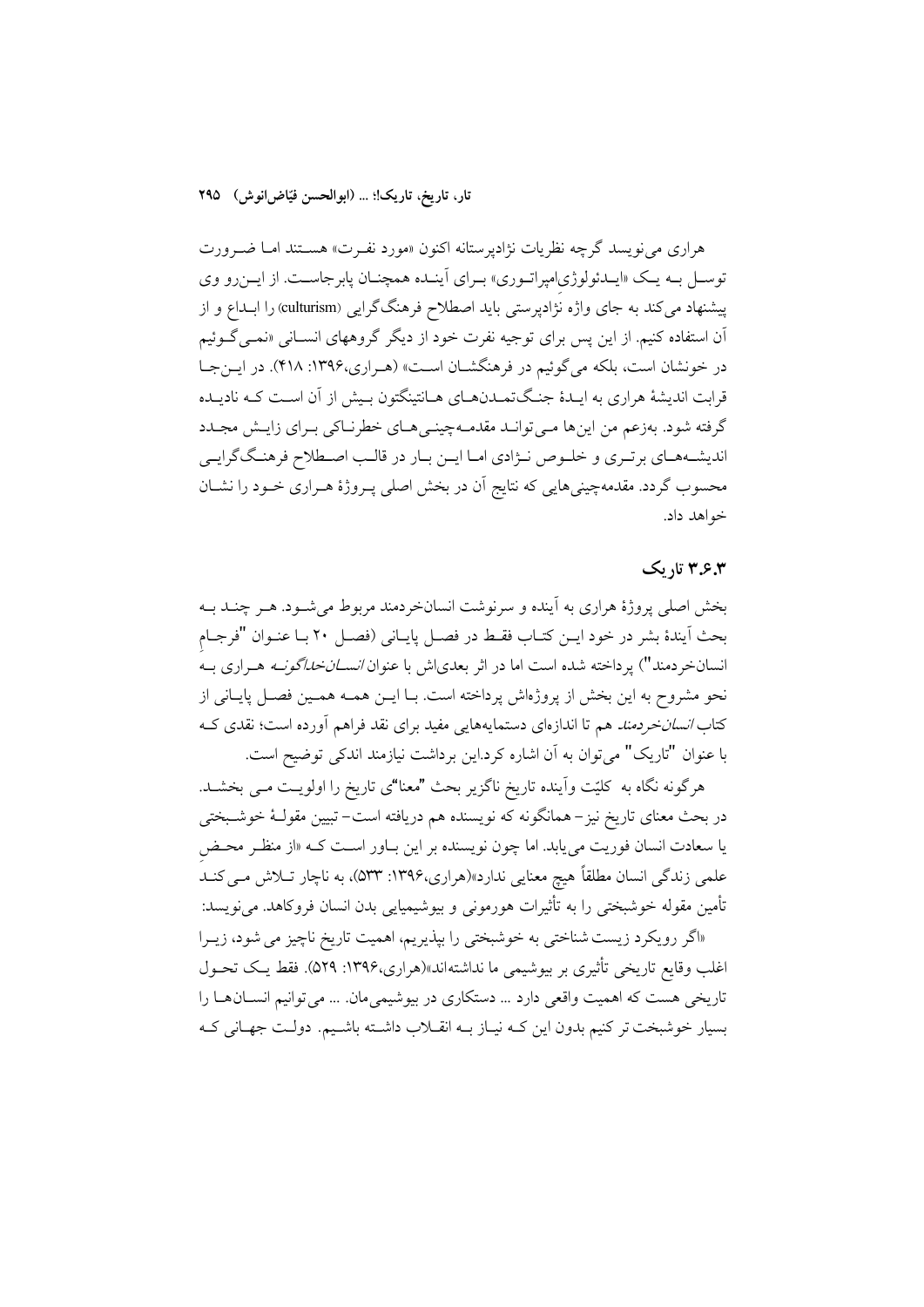هراری می‌نویسد گرچه نظریات نژادپرستانه اکنون «مورد نفرت» هستند اما ضرورت توسل به یک «ایدئولوژی‌امپراتوری» برای آینده همچنان پابرجاست. از این‌رو وی پیشنهاد می‌کند به جای واژه نژادپرستی باید اصطلاح فرهنگ‌گرایی (culturism) را ابداع و از آن استفاده کنیم. از این پس برای توجیه نفرت خود از دیگر گروههای انسانی «نمی‌گوئیم در خونشان است، بلکه می‌گوئیم در فرهنگشان است» (هراری،۱۳۹۶: ۴۱۸). در این‌جا قرابت اندیشهٔ هراری به ایدهٔ جنگ‌تمدن‌های هانتینگتون بیش از آن است که نادیده گرفته شود. به‌زعم من این‌ها می‌تواند مقدمه‌چینی‌های خطرناکی برای زایش مجدد اندیشه‌های برتری و خلوص نژادی اما این بار در قالب اصطلاح فرهنگ‌گرایی محسوب گردد. مقدمه‌چینی‌هایی که نتایج آن در بخش اصلی پروژهٔ هراری خود را نشان خواهد داد.

### ۳.۶.۳ تاریک

بخش اصلی پروژهٔ هراری به آینده و سرنوشت انسان‌خردمند مربوط می‌شود. هر چند به بحث آیندهٔ بشر در خود این کتاب فقط در فصل پایانی (فصل ۲۰ با عنوان "فرجام انسان‌خردمند") پرداخته شده است اما در اثر بعدی‌اش با عنوان *انسان‌خداگونه* هراری به نحو مشروح به این بخش از پروژه‌اش پرداخته است. با این همه همین فصل پایانی از کتاب *انسان‌خردمند* هم تا اندازه‌ای دستمایه‌هایی مفید برای نقد فراهم آورده است؛ نقدی که با عنوان "تاریک" می‌توان به آن اشاره کرد.این برداشت نیازمند اندکی توضیح است.

هرگونه نگاه به کلیّت وآینده تاریخ ناگزیر بحث "معنا"ی تاریخ را اولویت می بخشد. در بحث معنای تاریخ نیز- همانگونه که نویسنده هم دریافته است- تبیین مقولهٔ خوشبختی یا سعادت انسان فوریت می‌یابد. اما چون نویسنده بر این باور است که «از منظر محض علمی زندگی انسان مطلقاً هیچ معنایی ندارد»(هراری،۱۳۹۶: ۵۳۳)، به ناچار تلاش می‌کند تأمین مقوله خوشبختی را به تأثیرات هورمونی و بیوشیمیایی بدن انسان فروکاهد. می‌نویسد:

«اگر رویکرد زیست شناختی به خوشبختی را بپذیریم، اهمیت تاریخ ناچیز می شود، زیرا اغلب وقایع تاریخی تأثیری بر بیوشیمی ما نداشته‌اند»(هراری،۱۳۹۶: ۵۲۹). فقط یک تحول تاریخی هست که اهمیت واقعی دارد ... دستکاری در بیوشیمی‌مان. ... می توانیم انسان‌ها را بسیار خوشبخت تر کنیم بدون این که نیاز به انقلاب داشته باشیم. دولت جهانی که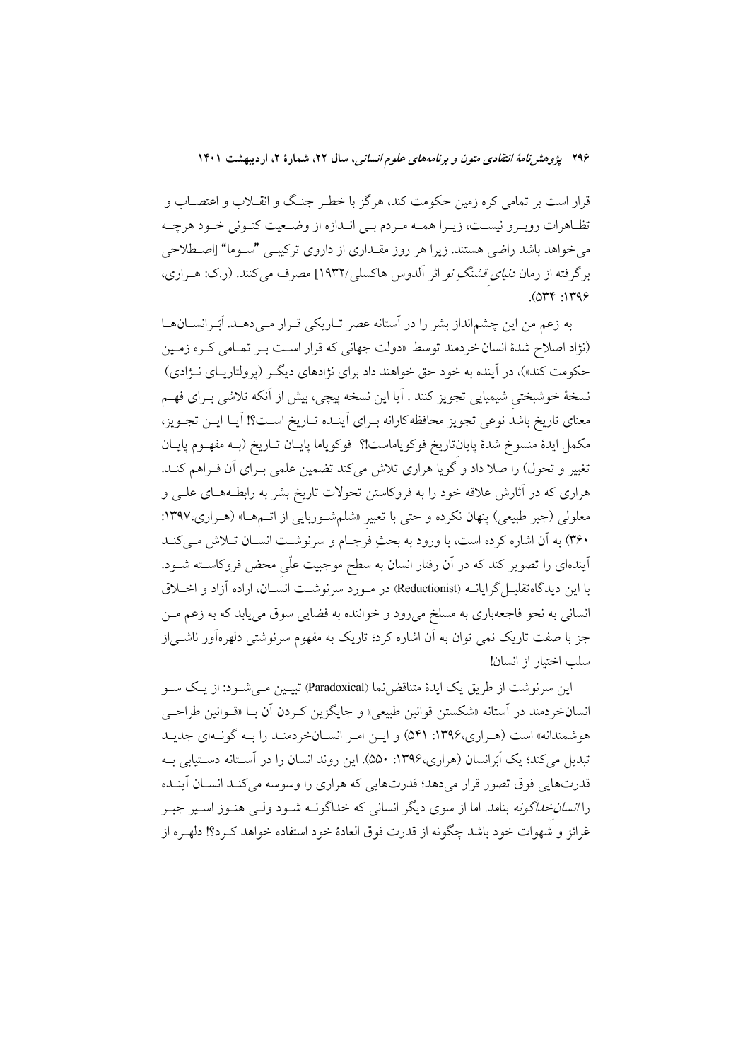قرار است بر تمامی کره زمین حکومت کند، هرگز با خطـر جنـگ و انقـلاب و اعتصـاب و تظـاهرات روبـرو نیسـت، زیـرا همـه مـردم بـی انـدازه از وضـعیت کنـونی خـود هرچـه می‌خواهد باشد راضی هستند. زیرا هر روز مقـداری از داروی ترکیبـی "سـوما" [اصـطلاحی برگرفته از رمان *دنیای قشنگ نو* اثر آلدوس هاکسلی/۱۹۳۲] مصرف می‌کنند. (ر.ک: هـراری، ۱۳۹۶: ۵۳۴).

به زعم من این چشم‌انداز بشر را در آستانه عصر تـاریکی قـرار مـی‌دهـد. اَبَـرانسـان‌هـا (نژاد اصلاح شدهٔ انسان خردمند توسط «دولت جهانی که قرار اسـت بـر تمـامی کـره زمـین حکومت کند»)، در آینده به خود حق خواهند داد برای نژادهای دیگـر (پرولتاریـای نـژادی) نسخهٔ خوشبختیِ شیمیایی تجویز کنند . آیا این نسخه پیچی، بیش از آنکه تلاشی بـرای فهـم معنای تاریخ باشد نوعی تجویز محافظه‌کارانه بـرای آینـده تـاریخ اسـت؟! آیـا ایـن تجـویز، مکمل ایدهٔ منسوخ شدهٔ پایان‌تاریخ فوکویاماست!؟ فوکویاما پایـان تـاریخ (بـه مفهـوم پایـان تغییر و تحول) را صلا داد و گویا هراری تلاش می‌کند تضمین علمی بـرای آن فـراهم کنـد. هراری که در آثارش علاقه خود را به فروکاستن تحولات تاریخ بشر به رابطـه‌هـای علـی و معلولی (جبر طبیعی) پنهان نکرده و حتی با تعبیرِ «شلم‌شـوربایی از اتـم‌هـا» (هـراری،۱۳۹۷: ۳۶۰) به آن اشاره کرده است، با ورود به بحثِ فرجـام و سرنوشـت انسـان تـلاش مـی‌کنـد آینده‌ای را تصویر کند که در آن رفتار انسان به سطح موجبیت علّی محض فروکاسـته شـود. با این دیدگاه‌تقلیـل‌گرایانـه (Reductionist) در مـورد سرنوشـت انسـان، اراده آزاد و اخـلاق انسانی به نحو فاجعه‌باری به مسلخ می‌رود و خواننده به فضایی سوق می‌یابد که به زعم مـن جز با صفت تاریک نمی توان به آن اشاره کرد؛ تاریک به مفهوم سرنوشتی دلهره‌آور ناشـی‌از سلب اختیار از انسان!

این سرنوشت از طریق یک ایدهٔ متناقض‌نما (Paradoxical) تبیـین مـی‌شـود: از یـک سـو انسان‌خردمند در آستانه «شکستن قوانین طبیعی» و جایگزین کـردن آن بـا «قـوانین طراحـی هوشمندانه» است (هـراری،۱۳۹۶: ۵۴۱) و ایـن امـر انسـان‌خردمنـد را بـه گونـه‌ای جدیـد تبدیل می‌کند؛ یک اَبَرانسان (هراری،۱۳۹۶: ۵۵۰). این روند انسان را در آسـتانه دسـتیابی بـه قدرت‌هایی فوق تصور قرار می‌دهد؛ قدرت‌هایی که هراری را وسوسه می‌کنـد انسـان آینـده را *انسان‌خداگونه* بنامد. اما از سوی دیگر انسانی که خداگونـه شـود ولـی هنـوز اسـیر جبـر غرائز و شهوات خود باشد چگونه از قدرت فوق العادهٔ خود استفاده خواهد کـرد؟! دلهـره از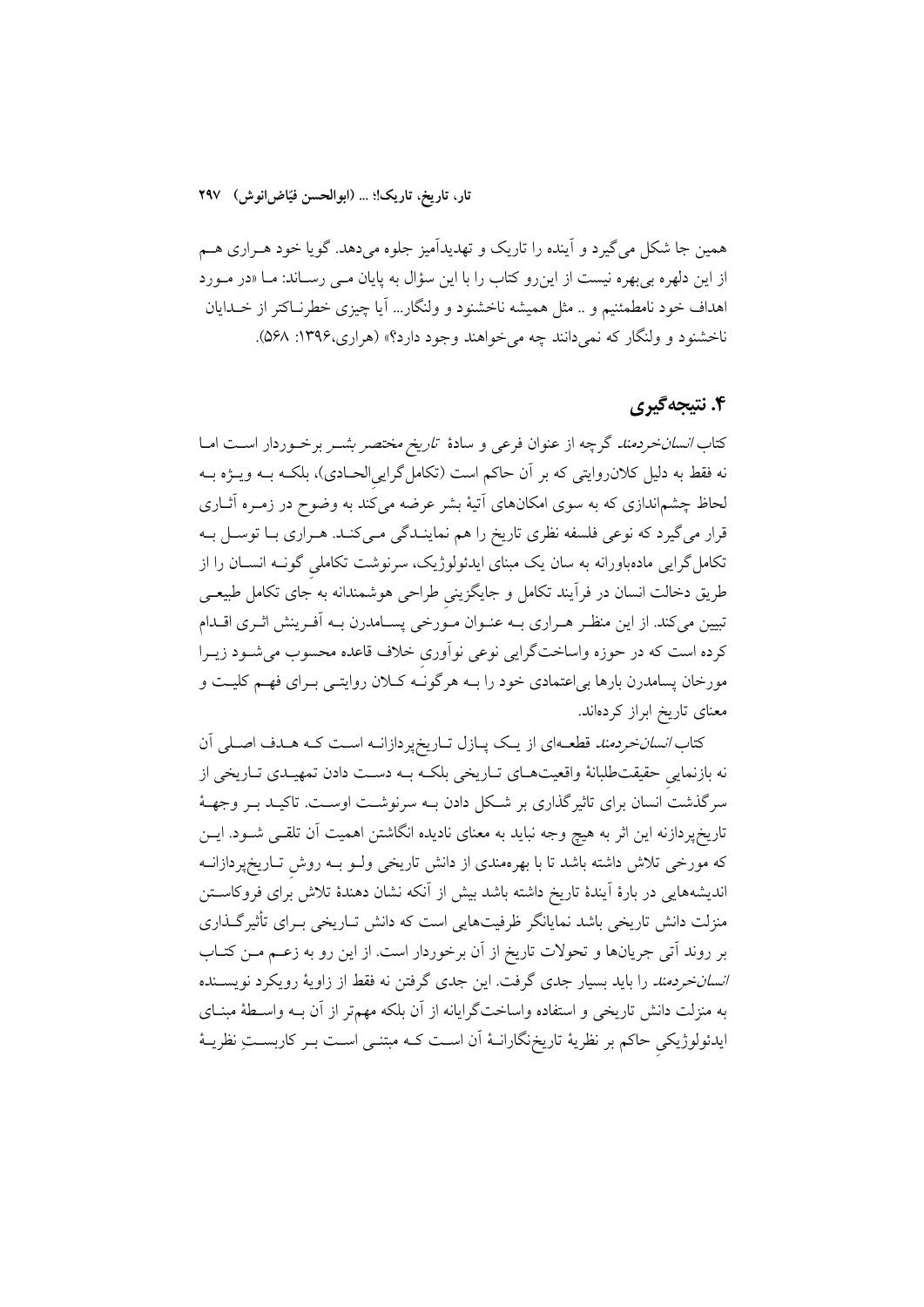همین جا شکل می‌گیرد و آینده را تاریک و تهدیدآمیز جلوه می‌دهد. گویا خود هراری هم از این دلهره بی‌بهره نیست از این‌رو کتاب را با این سؤال به پایان می رساند: ما «در مورد اهداف خود نامطمئنیم و .. مثل همیشه ناخشنود و ولنگار... آیا چیزی خطرناکتر از خدایان ناخشنود و ولنگار که نمی‌دانند چه می‌خواهند وجود دارد؟» (هراری،۱۳۹۶: ۵۶۸).

## ۴. نتیجه‌گیری

کتاب *انسان‌خردمند* گرچه از عنوان فرعی و سادهٔ *تاریخ مختصر بشر* برخوردار است اما نه فقط به دلیل کلان‌روایتی که بر آن حاکم است (تکامل‌گرایی‌الحادی)، بلکه به ویژه به لحاظ چشم‌اندازی که به سوی امکان‌های آتیهٔ بشر عرضه می‌کند به وضوح در زمره آثاری قرار می‌گیرد که نوعی فلسفه نظری تاریخ را هم نمایندگی می‌کند. هراری با توسل به تکامل‌گرایی ماده‌باورانه به سان یک مبنای ایدئولوژیک، سرنوشت تکاملیِ گونه انسان را از طریق دخالت انسان در فرآیند تکامل و جایگزینیِ طراحی هوشمندانه به جای تکامل طبیعی تبیین می‌کند. از این منظر هراری به عنوان مورخی پسامدرن به آفرینش اثری اقدام کرده است که در حوزه واساخت‌گرایی نوعی نوآوریِ خلاف قاعده محسوب می‌شود زیرا مورخان پسامدرن بارها بی‌اعتمادی خود را به هرگونه کلان روایتی برای فهم کلیت و معنای تاریخ ابراز کرده‌اند.

کتاب *انسان‌خردمند* قطعه‌ای از یک پازل تاریخ‌پردازانه است که هدف اصلی آن نه بازنماییِ حقیقت‌طلبانهٔ واقعیت‌های تاریخی بلکه به دست دادن تمهیدی تاریخی از سرگذشت انسان برای تاثیرگذاری بر شکل دادن به سرنوشت اوست. تاکید بر وجههٔ تاریخ‌پردازنه این اثر به هیچ وجه نباید به معنای نادیده انگاشتن اهمیت آن تلقی شود. این که مورخی تلاش داشته باشد تا با بهره‌مندی از دانش تاریخی ولو به روشِ تاریخ‌پردازانه اندیشه‌هایی در بارهٔ آیندهٔ تاریخ داشته باشد بیش از آنکه نشان دهندهٔ تلاش برای فروکاستن منزلت دانش تاریخی باشد نمایانگر ظرفیت‌هایی است که دانش تاریخی برای تأثیرگذاری بر روند آتی جریان‌ها و تحولات تاریخ از آن برخوردار است. از این رو به زعم من کتاب *انسان‌خردمند* را باید بسیار جدی گرفت. این جدی گرفتن نه فقط از زاویهٔ رویکرد نویسنده به منزلت دانش تاریخی و استفاده واساخت‌گرایانه از آن بلکه مهم‌تر از آن به واسطهٔ مبنای ایدئولوژیکیِ حاکم بر نظریهٔ تاریخ‌نگارانهٔ آن است که مبتنی است بر کاربستِ نظریهٔ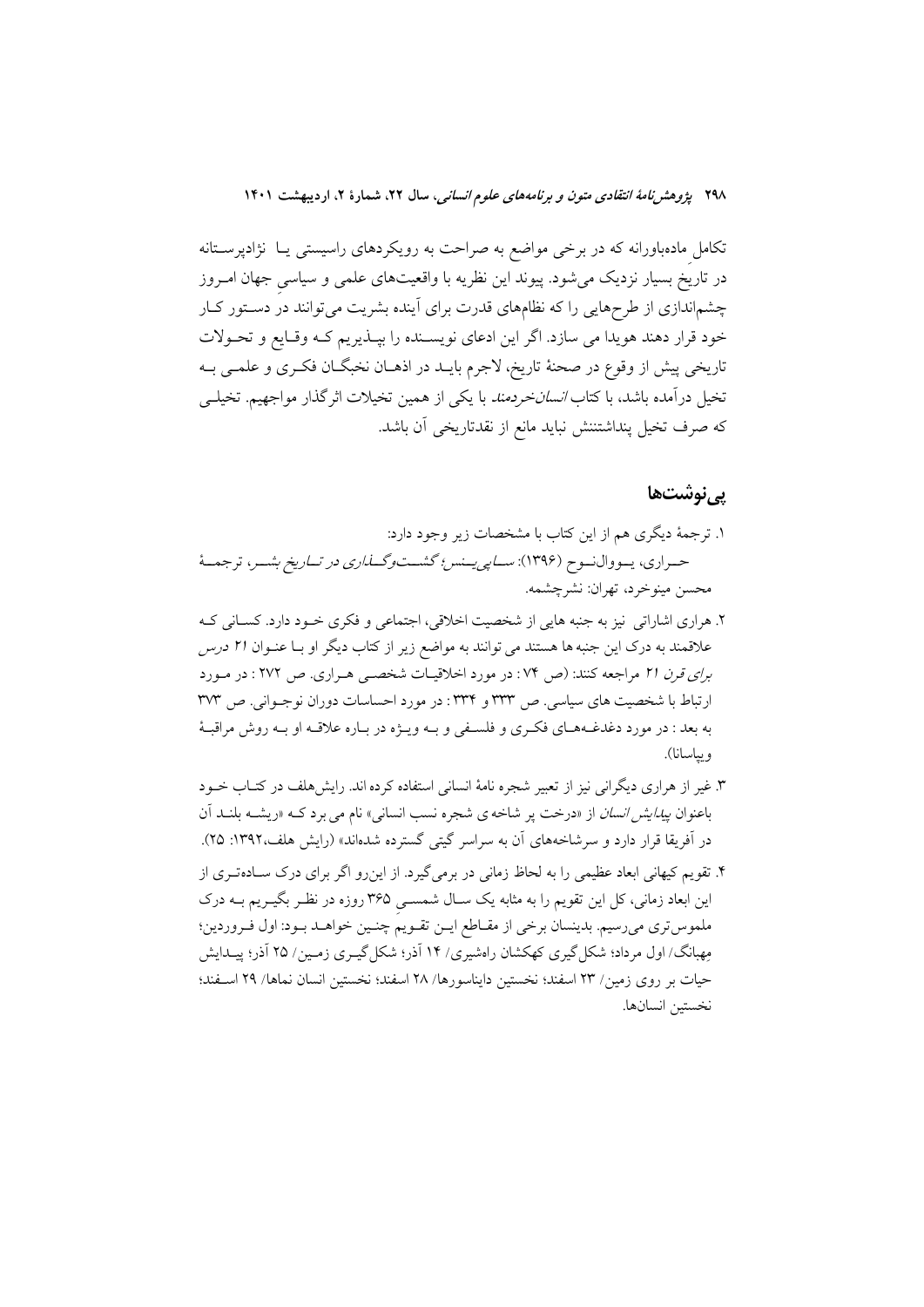تکاملِ مادەباورانه که در برخی مواضع به صراحت به رویکردهای راسیستی یـا نژادپرسـتانه در تاریخ بسیار نزدیک می‌شود. پیوند این نظریه با واقعیت‌های علمی و سیاسیِ جهان امـروز چشم‌اندازی از طرح‌هایی را که نظام‌های قدرت برای آینده بشریت می‌توانند در دسـتور کـار خود قرار دهند هویدا می سازد. اگر این ادعای نویسـنده را بپـذیریم کـه وقـایع و تحـولات تاریخی پیش از وقوع در صحنهٔ تاریخ، لاجرم بایـد در اذهـان نخبگـان فکـری و علمـی بـه تخیل درآمده باشد، با کتاب *انسان‌خردمند* با یکی از همین تخیلات اثرگذار مواجهیم. تخیلـی که صرف تخیل پنداشتننش نباید مانع از نقدتاریخی آن باشد.

## پی‌نوشت‌ها

۱. ترجمهٔ دیگری هم از این کتاب با مشخصات زیر وجود دارد:
حـراری، یـووال‌نـوح (۱۳۹۶): *سـاپی‌ینس؛ گشـت‌وگـذاری در تـاریخ بشـر*، ترجمـهٔ محسن مینوخرد، تهران: نشرچشمه.

۲. هراری اشاراتی نیز به جنبه هایی از شخصیت اخلاقی، اجتماعی و فکری خـود دارد. کسـانی کـه علاقمند به درک این جنبه ها هستند می توانند به مواضع زیر از کتاب دیگر او بـا عنـوان *۲۱ درس برای قرن ۲۱* مراجعه کنند: (ص ۷۴ : در مورد اخلاقیـات شخصـی هـراری. ص ۲۷۲ : در مـورد ارتباط با شخصیت های سیاسی. ص ۳۳۳ و ۳۳۴ : در مورد احساسات دوران نوجـوانی. ص ۳۷۳ به بعد : در مورد دغدغـه‌هـای فکـری و فلسـفی و بـه ویـژه در بـاره علاقـه او بـه روش مراقبـهٔ ویپاسانا).

۳. غیر از هراری دیگرانی نیز از تعبیر شجره نامهٔ انسانی استفاده کرده اند. رایش‌هلف در کتـاب خـود باعنوان *پیدایش انسان* از «درخت پر شاخه ی شجره نسب انسانی» نام می برد کـه «ریشـه بلنـد آن در آفریقا قرار دارد و سرشاخه‌های آن به سراسر گیتی گسترده شده‌اند» (رایش هلف،۱۳۹۲: ۲۵).

۴. تقویم کیهانی ابعاد عظیمی را به لحاظ زمانی در برمی‌گیرد. از این‌رو اگر برای درک سـاده‌تـری از این ابعاد زمانی، کل این تقویم را به مثابه یک سـال شمسـی ۳۶۵ روزه در نظـر بگیـریم بـه درک ملموس‌تری می‌رسیم. بدینسان برخی از مقـاطع ایـن تقـویمِ چنـین خواهـد بـود: اول فـروردین؛ مِهبانگ/ اول مرداد؛ شکل‌گیری کهکشان راه‌شیری/ ۱۴ آذر؛ شکل‌گیـری زمـین/ ۲۵ آذر؛ پیـدایش حیات بر روی زمین/ ۲۳ اسفند؛ نخستین دایناسورها/ ۲۸ اسفند؛ نخستین انسان نماها/ ۲۹ اسـفند؛ نخستین انسان‌ها.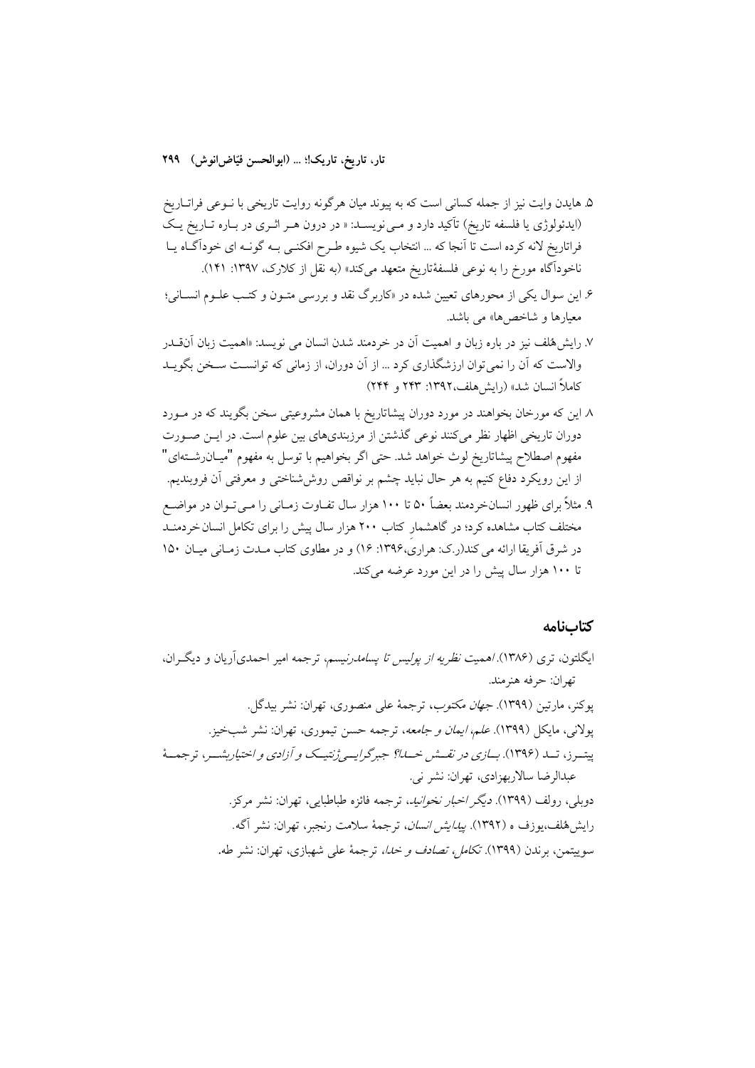۵. هایدن وایت نیز از جمله کسانی است که به پیوند میان هرگونه روایت تاریخی با نـوعی فراتـاریخ (ایدئولوژی یا فلسفه تاریخ) تأکید دارد و مـی‌نویسـد: « در درون هـر اثـری در بـاره تـاریخ یـک فراتاریخ لانه کرده است تا آنجا که ... انتخاب یک شیوه طـرح افکنـی بـه گونـه ای خودآگـاه یـا ناخودآگاه مورخ را به نوعی فلسفهٔتاریخ متعهد می‌کند» (به نقل از کلارک، ۱۳۹۷: ۱۴۱).

۶. این سوال یکی از محورهای تعیین شده در «کاربرگ نقد و بررسی متـون و کتـب علـوم انسـانی؛ معیارها و شاخص‌ها» می باشد.

۷. رایش‌هُلف نیز در باره زبان و اهمیت آن در خردمند شدن انسان می نویسد: «اهمیت زبان آنقـدر والاست که آن را نمی‌توان ارزشگذاری کرد ... از آن دوران، از زمانی که توانسـت سـخن بگویـد کاملاً انسان شد» (رایش‌هلف،۱۳۹۲: ۲۴۳ و ۲۴۴)

۸. این که مورخان بخواهند در مورد دوران پیشاتاریخ با همان مشروعیتی سخن بگویند که در مـورد دوران تاریخی اظهار نظر می‌کنند نوعی گذشتن از مرزبندی‌های بین علوم است. در ایـن صـورت مفهوم اصطلاح پیشاتاریخ لوث خواهد شد. حتی اگر بخواهیم با توسل به مفهوم "میـان‌رشـته‌ای" از این رویکرد دفاع کنیم به هر حال نباید چشم بر نواقص روش‌شناختی و معرفتی آن فروبندیم.

۹. مثلاً برای ظهور انسان‌خردمند بعضاً ۵۰ تا ۱۰۰ هزار سال تفـاوت زمـانی را مـی‌تـوان در مواضـع مختلف کتاب مشاهده کرد؛ در گاهشمار کتاب ۲۰۰ هزار سال پیش را برای تکامل انسان‌خردمنـد در شرق آفریقا ارائه می کند(ر.ک: هراری،۱۳۹۶: ۱۶) و در مطاوی کتاب مـدت زمـانی میـان ۱۵۰ تا ۱۰۰ هزار سال پیش را در این مورد عرضه می‌کند.

## کتاب‌نامه

ایگلتون، تری (۱۳۸۶). *اهمیت نظریه از پولیس تا پسامدرنیسم*، ترجمه امیر احمدی‌آریان و دیگـران، تهران: حرفه هنرمند.

پوکنر، مارتین (۱۳۹۹). *جهان مکتوب*، ترجمهٔ علی منصوری، تهران: نشر بیدگل.

پولانی، مایکل (۱۳۹۹). *علم، ایمان و جامعه*، ترجمه حسن تیموری، تهران: نشر شب‌خیز.

پیتـرز، تـد (۱۳۹۶). *بـازی در نقـش خـدا؟ جبرگرایـی‌ژنتیـک و آزادی و اختیاربشـر*، ترجمـهٔ عبدالرضا سالاربهزادی، تهران: نشر نی.

دوبلی، رولف (۱۳۹۹). *دیگر اخبار نخوانید*، ترجمه فائزه طباطبایی، تهران: نشر مرکز.

رایش‌هُلف،یوزف ه (۱۳۹۲). *پیدایش انسان*، ترجمهٔ سلامت رنجبر، تهران: نشر آگه.

سوییتمن، برندن (۱۳۹۹). *تکامل، تصادف و خدا*، ترجمهٔ علی شهبازی، تهران: نشر طه.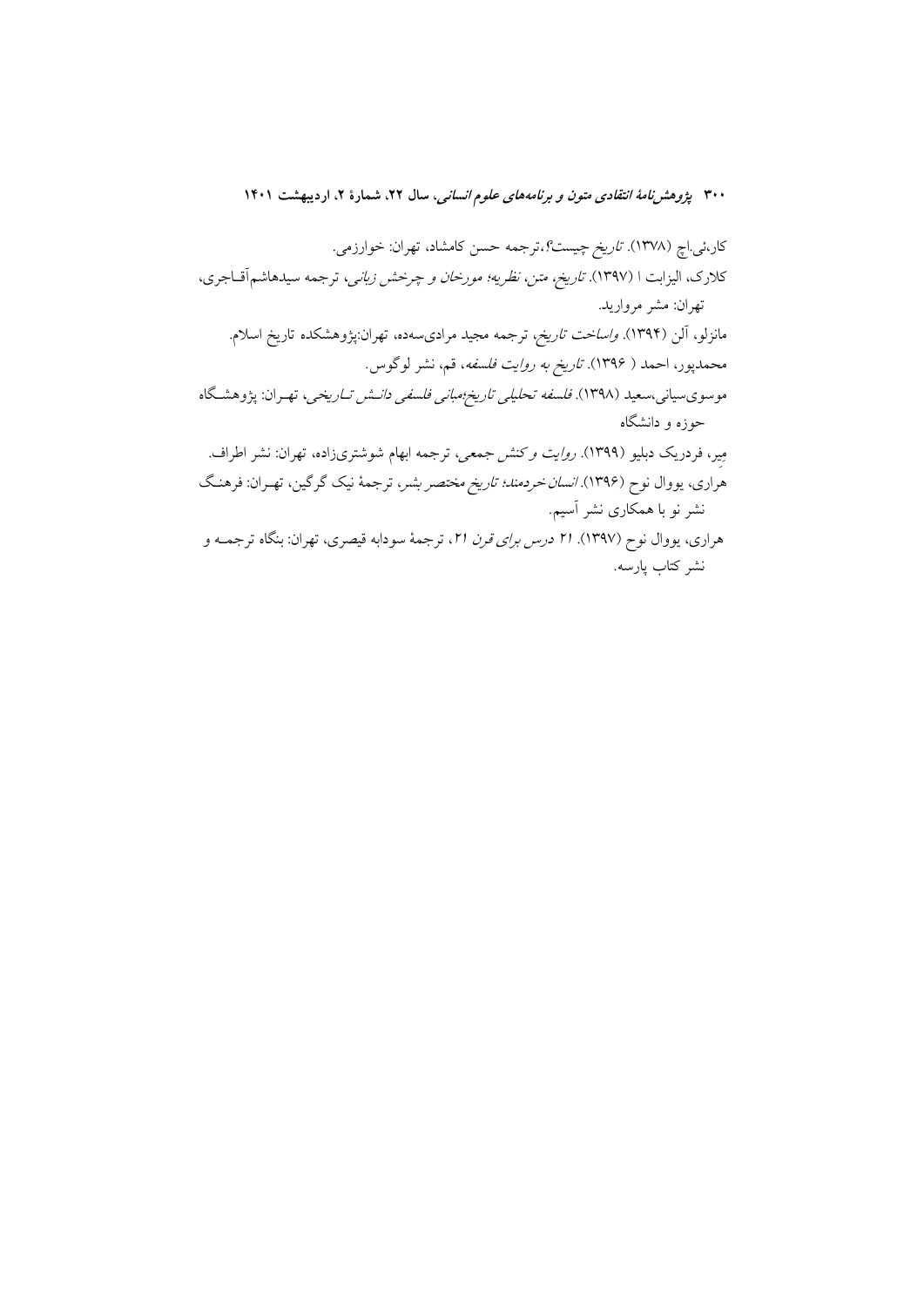کار،ئی.اچ (۱۳۷۸). *تاریخ چیست؟*،ترجمه حسن کامشاد، تهران: خوارزمی.

کلارک، الیزابت ا (۱۳۹۷). *تاریخ، متن، نظریه؛ مورخان و چرخش زبانی*، ترجمه سیدهاشم‌آقاجری، تهران: مشر مروارید.

مانزلو، آلن (۱۳۹۴). *واساخت تاریخ*، ترجمه مجید مرادی‌سه‌ده، تهران:پژوهشکده تاریخ اسلام.

محمدپور، احمد ( ۱۳۹۶). *تاریخ به روایت فلسفه*، قم، نشر لوگوس.

موسوی‌سیانی،سعید (۱۳۹۸). *فلسفه تحلیلی تاریخ؛مبانی فلسفی دانش تاریخی*، تهران: پژوهشگاه حوزه و دانشگاه

مِیر، فردریک دبلیو (۱۳۹۹). *روایت وکنش جمعی*، ترجمه ابهام شوشتری‌زاده، تهران: نشر اطراف.

هراری، یووال نوح (۱۳۹۶). *انسان خردمند؛ تاریخ مختصر بشر*، ترجمهٔ نیک گرگین، تهران: فرهنگ نشر نو با همکاری نشر آسیم.

هراری، یووال نوح (۱۳۹۷). *۲۱ درس برای قرن ۲۱*، ترجمهٔ سودابه قیصری، تهران: بنگاه ترجمه و نشر کتاب پارسه.